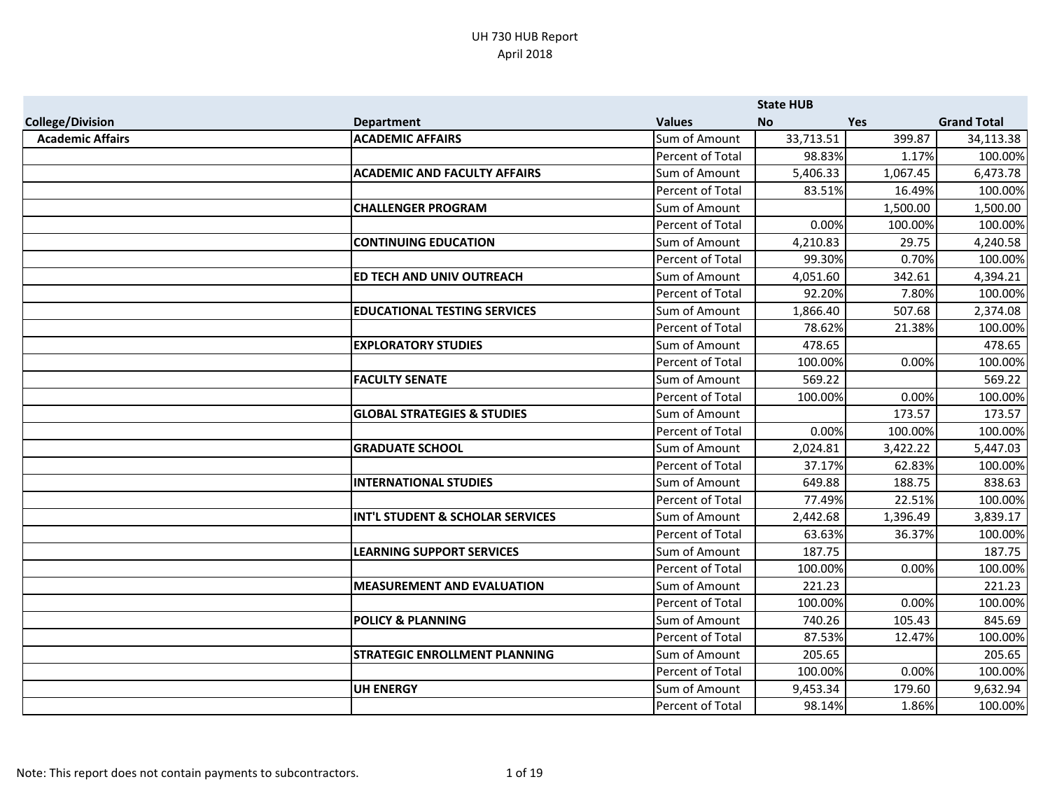# UH 730 HUB Report
## April 2018

| College/Division | Department | Values | State HUB No | Yes | Grand Total |
|---|---|---|---|---|---|
| Academic Affairs | ACADEMIC AFFAIRS | Sum of Amount | 33,713.51 | 399.87 | 34,113.38 |
| | | Percent of Total | 98.83% | 1.17% | 100.00% |
| | ACADEMIC AND FACULTY AFFAIRS | Sum of Amount | 5,406.33 | 1,067.45 | 6,473.78 |
| | | Percent of Total | 83.51% | 16.49% | 100.00% |
| | CHALLENGER PROGRAM | Sum of Amount | | 1,500.00 | 1,500.00 |
| | | Percent of Total | 0.00% | 100.00% | 100.00% |
| | CONTINUING EDUCATION | Sum of Amount | 4,210.83 | 29.75 | 4,240.58 |
| | | Percent of Total | 99.30% | 0.70% | 100.00% |
| | ED TECH AND UNIV OUTREACH | Sum of Amount | 4,051.60 | 342.61 | 4,394.21 |
| | | Percent of Total | 92.20% | 7.80% | 100.00% |
| | EDUCATIONAL TESTING SERVICES | Sum of Amount | 1,866.40 | 507.68 | 2,374.08 |
| | | Percent of Total | 78.62% | 21.38% | 100.00% |
| | EXPLORATORY STUDIES | Sum of Amount | 478.65 | | 478.65 |
| | | Percent of Total | 100.00% | 0.00% | 100.00% |
| | FACULTY SENATE | Sum of Amount | 569.22 | | 569.22 |
| | | Percent of Total | 100.00% | 0.00% | 100.00% |
| | GLOBAL STRATEGIES & STUDIES | Sum of Amount | | 173.57 | 173.57 |
| | | Percent of Total | 0.00% | 100.00% | 100.00% |
| | GRADUATE SCHOOL | Sum of Amount | 2,024.81 | 3,422.22 | 5,447.03 |
| | | Percent of Total | 37.17% | 62.83% | 100.00% |
| | INTERNATIONAL STUDIES | Sum of Amount | 649.88 | 188.75 | 838.63 |
| | | Percent of Total | 77.49% | 22.51% | 100.00% |
| | INT'L STUDENT & SCHOLAR SERVICES | Sum of Amount | 2,442.68 | 1,396.49 | 3,839.17 |
| | | Percent of Total | 63.63% | 36.37% | 100.00% |
| | LEARNING SUPPORT SERVICES | Sum of Amount | 187.75 | | 187.75 |
| | | Percent of Total | 100.00% | 0.00% | 100.00% |
| | MEASUREMENT AND EVALUATION | Sum of Amount | 221.23 | | 221.23 |
| | | Percent of Total | 100.00% | 0.00% | 100.00% |
| | POLICY & PLANNING | Sum of Amount | 740.26 | 105.43 | 845.69 |
| | | Percent of Total | 87.53% | 12.47% | 100.00% |
| | STRATEGIC ENROLLMENT PLANNING | Sum of Amount | 205.65 | | 205.65 |
| | | Percent of Total | 100.00% | 0.00% | 100.00% |
| | UH ENERGY | Sum of Amount | 9,453.34 | 179.60 | 9,632.94 |
| | | Percent of Total | 98.14% | 1.86% | 100.00% |

Note: This report does not contain payments to subcontractors.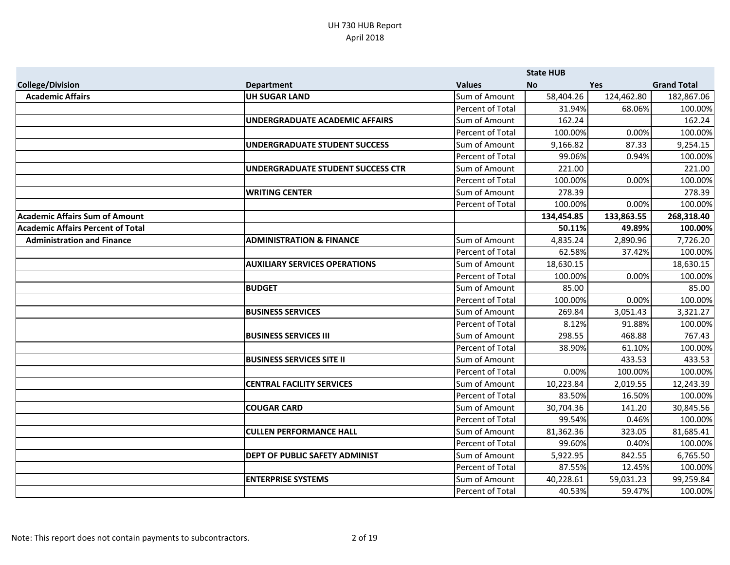UH 730 HUB Report
April 2018

| College/Division | Department | Values | State HUB No | Yes | Grand Total |
|---|---|---|---|---|---|
| **Academic Affairs** | **UH SUGAR LAND** | Sum of Amount | 58,404.26 | 124,462.80 | 182,867.06 |
| | | Percent of Total | 31.94% | 68.06% | 100.00% |
| | **UNDERGRADUATE ACADEMIC AFFAIRS** | Sum of Amount | 162.24 | | 162.24 |
| | | Percent of Total | 100.00% | 0.00% | 100.00% |
| | **UNDERGRADUATE STUDENT SUCCESS** | Sum of Amount | 9,166.82 | 87.33 | 9,254.15 |
| | | Percent of Total | 99.06% | 0.94% | 100.00% |
| | **UNDERGRADUATE STUDENT SUCCESS CTR** | Sum of Amount | 221.00 | | 221.00 |
| | | Percent of Total | 100.00% | 0.00% | 100.00% |
| | **WRITING CENTER** | Sum of Amount | 278.39 | | 278.39 |
| | | Percent of Total | 100.00% | 0.00% | 100.00% |
| **Academic Affairs Sum of Amount** | | | **134,454.85** | **133,863.55** | **268,318.40** |
| **Academic Affairs Percent of Total** | | | **50.11%** | **49.89%** | **100.00%** |
| **Administration and Finance** | **ADMINISTRATION & FINANCE** | Sum of Amount | 4,835.24 | 2,890.96 | 7,726.20 |
| | | Percent of Total | 62.58% | 37.42% | 100.00% |
| | **AUXILIARY SERVICES OPERATIONS** | Sum of Amount | 18,630.15 | | 18,630.15 |
| | | Percent of Total | 100.00% | 0.00% | 100.00% |
| | **BUDGET** | Sum of Amount | 85.00 | | 85.00 |
| | | Percent of Total | 100.00% | 0.00% | 100.00% |
| | **BUSINESS SERVICES** | Sum of Amount | 269.84 | 3,051.43 | 3,321.27 |
| | | Percent of Total | 8.12% | 91.88% | 100.00% |
| | **BUSINESS SERVICES III** | Sum of Amount | 298.55 | 468.88 | 767.43 |
| | | Percent of Total | 38.90% | 61.10% | 100.00% |
| | **BUSINESS SERVICES SITE II** | Sum of Amount | | 433.53 | 433.53 |
| | | Percent of Total | 0.00% | 100.00% | 100.00% |
| | **CENTRAL FACILITY SERVICES** | Sum of Amount | 10,223.84 | 2,019.55 | 12,243.39 |
| | | Percent of Total | 83.50% | 16.50% | 100.00% |
| | **COUGAR CARD** | Sum of Amount | 30,704.36 | 141.20 | 30,845.56 |
| | | Percent of Total | 99.54% | 0.46% | 100.00% |
| | **CULLEN PERFORMANCE HALL** | Sum of Amount | 81,362.36 | 323.05 | 81,685.41 |
| | | Percent of Total | 99.60% | 0.40% | 100.00% |
| | **DEPT OF PUBLIC SAFETY ADMINIST** | Sum of Amount | 5,922.95 | 842.55 | 6,765.50 |
| | | Percent of Total | 87.55% | 12.45% | 100.00% |
| | **ENTERPRISE SYSTEMS** | Sum of Amount | 40,228.61 | 59,031.23 | 99,259.84 |
| | | Percent of Total | 40.53% | 59.47% | 100.00% |

Note: This report does not contain payments to subcontractors.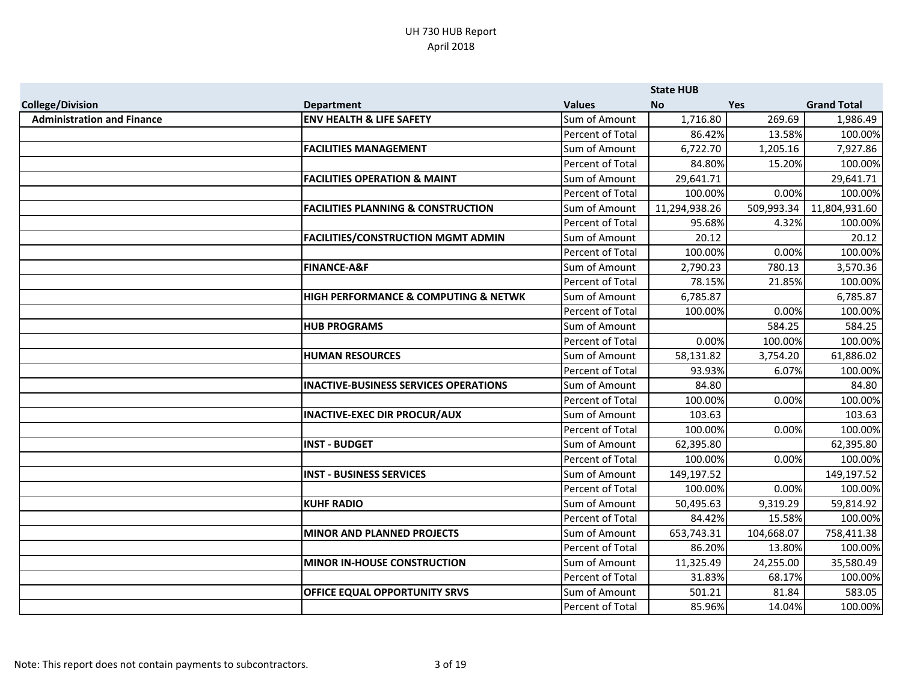# UH 730 HUB Report
April 2018

| | | | State HUB | | |
|---|---|---|---|---|---|
| **College/Division** | **Department** | **Values** | **No** | **Yes** | **Grand Total** |
| **Administration and Finance** | **ENV HEALTH & LIFE SAFETY** | Sum of Amount | 1,716.80 | 269.69 | 1,986.49 |
| | | Percent of Total | 86.42% | 13.58% | 100.00% |
| | **FACILITIES MANAGEMENT** | Sum of Amount | 6,722.70 | 1,205.16 | 7,927.86 |
| | | Percent of Total | 84.80% | 15.20% | 100.00% |
| | **FACILITIES OPERATION & MAINT** | Sum of Amount | 29,641.71 | | 29,641.71 |
| | | Percent of Total | 100.00% | 0.00% | 100.00% |
| | **FACILITIES PLANNING & CONSTRUCTION** | Sum of Amount | 11,294,938.26 | 509,993.34 | 11,804,931.60 |
| | | Percent of Total | 95.68% | 4.32% | 100.00% |
| | **FACILITIES/CONSTRUCTION MGMT ADMIN** | Sum of Amount | 20.12 | | 20.12 |
| | | Percent of Total | 100.00% | 0.00% | 100.00% |
| | **FINANCE-A&F** | Sum of Amount | 2,790.23 | 780.13 | 3,570.36 |
| | | Percent of Total | 78.15% | 21.85% | 100.00% |
| | **HIGH PERFORMANCE & COMPUTING & NETWK** | Sum of Amount | 6,785.87 | | 6,785.87 |
| | | Percent of Total | 100.00% | 0.00% | 100.00% |
| | **HUB PROGRAMS** | Sum of Amount | | 584.25 | 584.25 |
| | | Percent of Total | 0.00% | 100.00% | 100.00% |
| | **HUMAN RESOURCES** | Sum of Amount | 58,131.82 | 3,754.20 | 61,886.02 |
| | | Percent of Total | 93.93% | 6.07% | 100.00% |
| | **INACTIVE-BUSINESS SERVICES OPERATIONS** | Sum of Amount | 84.80 | | 84.80 |
| | | Percent of Total | 100.00% | 0.00% | 100.00% |
| | **INACTIVE-EXEC DIR PROCUR/AUX** | Sum of Amount | 103.63 | | 103.63 |
| | | Percent of Total | 100.00% | 0.00% | 100.00% |
| | **INST - BUDGET** | Sum of Amount | 62,395.80 | | 62,395.80 |
| | | Percent of Total | 100.00% | 0.00% | 100.00% |
| | **INST - BUSINESS SERVICES** | Sum of Amount | 149,197.52 | | 149,197.52 |
| | | Percent of Total | 100.00% | 0.00% | 100.00% |
| | **KUHF RADIO** | Sum of Amount | 50,495.63 | 9,319.29 | 59,814.92 |
| | | Percent of Total | 84.42% | 15.58% | 100.00% |
| | **MINOR AND PLANNED PROJECTS** | Sum of Amount | 653,743.31 | 104,668.07 | 758,411.38 |
| | | Percent of Total | 86.20% | 13.80% | 100.00% |
| | **MINOR IN-HOUSE CONSTRUCTION** | Sum of Amount | 11,325.49 | 24,255.00 | 35,580.49 |
| | | Percent of Total | 31.83% | 68.17% | 100.00% |
| | **OFFICE EQUAL OPPORTUNITY SRVS** | Sum of Amount | 501.21 | 81.84 | 583.05 |
| | | Percent of Total | 85.96% | 14.04% | 100.00% |

Note: This report does not contain payments to subcontractors.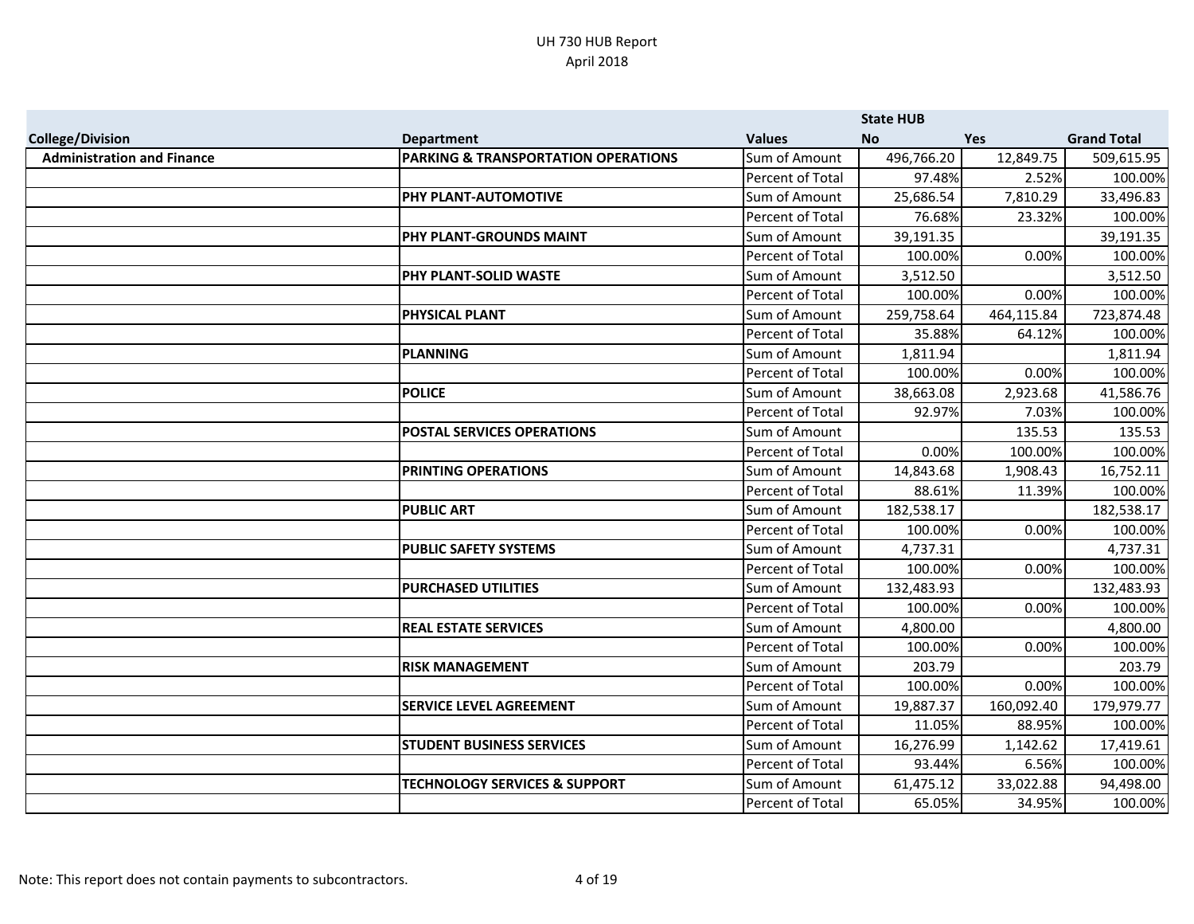UH 730 HUB Report
April 2018

| College/Division | Department | Values | State HUB No | Yes | Grand Total |
|---|---|---|---|---|---|
| Administration and Finance | PARKING & TRANSPORTATION OPERATIONS | Sum of Amount | 496,766.20 | 12,849.75 | 509,615.95 |
| | | Percent of Total | 97.48% | 2.52% | 100.00% |
| | PHY PLANT-AUTOMOTIVE | Sum of Amount | 25,686.54 | 7,810.29 | 33,496.83 |
| | | Percent of Total | 76.68% | 23.32% | 100.00% |
| | PHY PLANT-GROUNDS MAINT | Sum of Amount | 39,191.35 | | 39,191.35 |
| | | Percent of Total | 100.00% | 0.00% | 100.00% |
| | PHY PLANT-SOLID WASTE | Sum of Amount | 3,512.50 | | 3,512.50 |
| | | Percent of Total | 100.00% | 0.00% | 100.00% |
| | PHYSICAL PLANT | Sum of Amount | 259,758.64 | 464,115.84 | 723,874.48 |
| | | Percent of Total | 35.88% | 64.12% | 100.00% |
| | PLANNING | Sum of Amount | 1,811.94 | | 1,811.94 |
| | | Percent of Total | 100.00% | 0.00% | 100.00% |
| | POLICE | Sum of Amount | 38,663.08 | 2,923.68 | 41,586.76 |
| | | Percent of Total | 92.97% | 7.03% | 100.00% |
| | POSTAL SERVICES OPERATIONS | Sum of Amount | | 135.53 | 135.53 |
| | | Percent of Total | 0.00% | 100.00% | 100.00% |
| | PRINTING OPERATIONS | Sum of Amount | 14,843.68 | 1,908.43 | 16,752.11 |
| | | Percent of Total | 88.61% | 11.39% | 100.00% |
| | PUBLIC ART | Sum of Amount | 182,538.17 | | 182,538.17 |
| | | Percent of Total | 100.00% | 0.00% | 100.00% |
| | PUBLIC SAFETY SYSTEMS | Sum of Amount | 4,737.31 | | 4,737.31 |
| | | Percent of Total | 100.00% | 0.00% | 100.00% |
| | PURCHASED UTILITIES | Sum of Amount | 132,483.93 | | 132,483.93 |
| | | Percent of Total | 100.00% | 0.00% | 100.00% |
| | REAL ESTATE SERVICES | Sum of Amount | 4,800.00 | | 4,800.00 |
| | | Percent of Total | 100.00% | 0.00% | 100.00% |
| | RISK MANAGEMENT | Sum of Amount | 203.79 | | 203.79 |
| | | Percent of Total | 100.00% | 0.00% | 100.00% |
| | SERVICE LEVEL AGREEMENT | Sum of Amount | 19,887.37 | 160,092.40 | 179,979.77 |
| | | Percent of Total | 11.05% | 88.95% | 100.00% |
| | STUDENT BUSINESS SERVICES | Sum of Amount | 16,276.99 | 1,142.62 | 17,419.61 |
| | | Percent of Total | 93.44% | 6.56% | 100.00% |
| | TECHNOLOGY SERVICES & SUPPORT | Sum of Amount | 61,475.12 | 33,022.88 | 94,498.00 |
| | | Percent of Total | 65.05% | 34.95% | 100.00% |

Note: This report does not contain payments to subcontractors.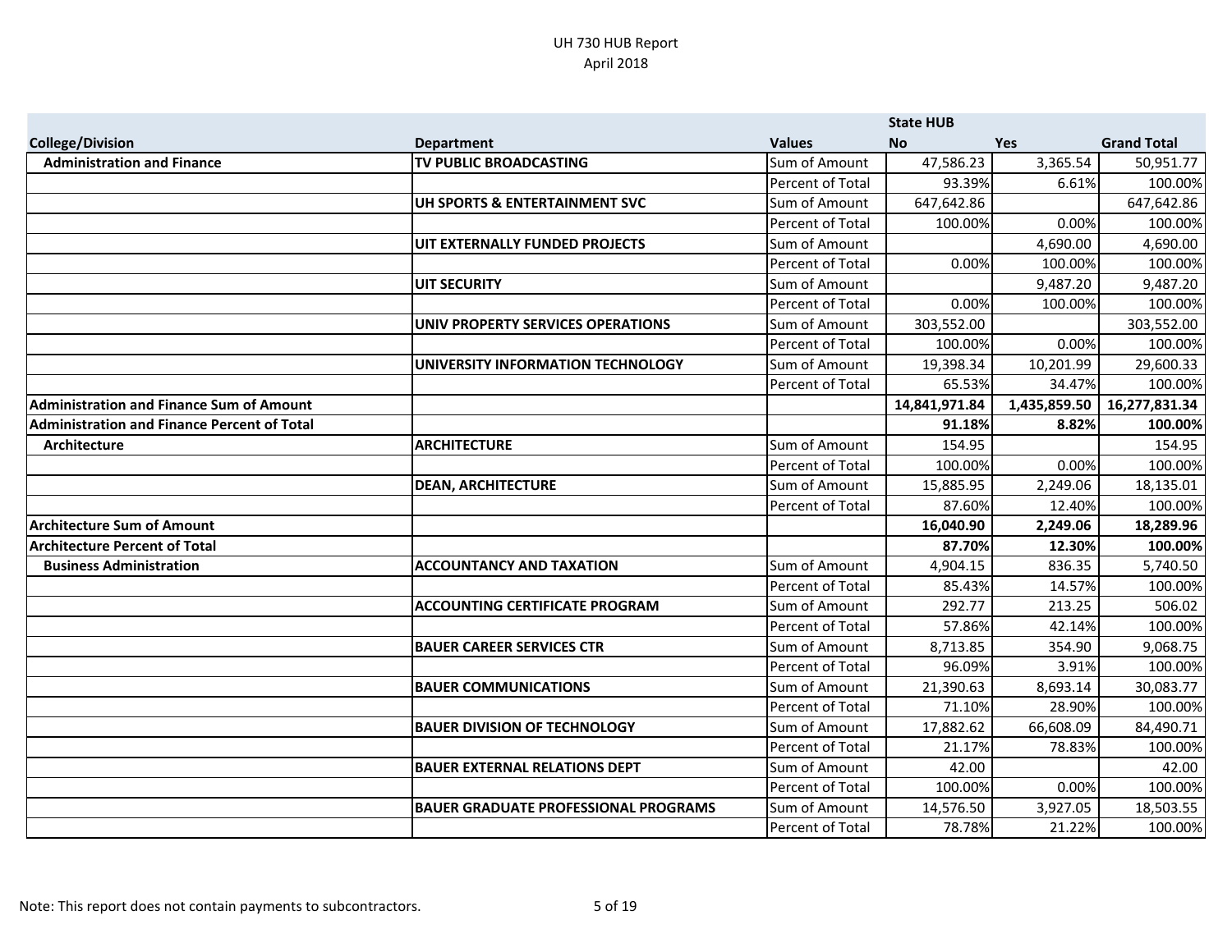UH 730 HUB Report
April 2018

| College/Division | Department | Values | State HUB No | Yes | Grand Total |
|---|---|---|---|---|---|
| Administration and Finance | TV PUBLIC BROADCASTING | Sum of Amount | 47,586.23 | 3,365.54 | 50,951.77 |
| | | Percent of Total | 93.39% | 6.61% | 100.00% |
| | UH SPORTS & ENTERTAINMENT SVC | Sum of Amount | 647,642.86 | | 647,642.86 |
| | | Percent of Total | 100.00% | 0.00% | 100.00% |
| | UIT EXTERNALLY FUNDED PROJECTS | Sum of Amount | | 4,690.00 | 4,690.00 |
| | | Percent of Total | 0.00% | 100.00% | 100.00% |
| | UIT SECURITY | Sum of Amount | | 9,487.20 | 9,487.20 |
| | | Percent of Total | 0.00% | 100.00% | 100.00% |
| | UNIV PROPERTY SERVICES OPERATIONS | Sum of Amount | 303,552.00 | | 303,552.00 |
| | | Percent of Total | 100.00% | 0.00% | 100.00% |
| | UNIVERSITY INFORMATION TECHNOLOGY | Sum of Amount | 19,398.34 | 10,201.99 | 29,600.33 |
| | | Percent of Total | 65.53% | 34.47% | 100.00% |
| **Administration and Finance Sum of Amount** | | | **14,841,971.84** | **1,435,859.50** | **16,277,831.34** |
| **Administration and Finance Percent of Total** | | | **91.18%** | **8.82%** | **100.00%** |
| Architecture | ARCHITECTURE | Sum of Amount | 154.95 | | 154.95 |
| | | Percent of Total | 100.00% | 0.00% | 100.00% |
| | DEAN, ARCHITECTURE | Sum of Amount | 15,885.95 | 2,249.06 | 18,135.01 |
| | | Percent of Total | 87.60% | 12.40% | 100.00% |
| **Architecture Sum of Amount** | | | **16,040.90** | **2,249.06** | **18,289.96** |
| **Architecture Percent of Total** | | | **87.70%** | **12.30%** | **100.00%** |
| Business Administration | ACCOUNTANCY AND TAXATION | Sum of Amount | 4,904.15 | 836.35 | 5,740.50 |
| | | Percent of Total | 85.43% | 14.57% | 100.00% |
| | ACCOUNTING CERTIFICATE PROGRAM | Sum of Amount | 292.77 | 213.25 | 506.02 |
| | | Percent of Total | 57.86% | 42.14% | 100.00% |
| | BAUER CAREER SERVICES CTR | Sum of Amount | 8,713.85 | 354.90 | 9,068.75 |
| | | Percent of Total | 96.09% | 3.91% | 100.00% |
| | BAUER COMMUNICATIONS | Sum of Amount | 21,390.63 | 8,693.14 | 30,083.77 |
| | | Percent of Total | 71.10% | 28.90% | 100.00% |
| | BAUER DIVISION OF TECHNOLOGY | Sum of Amount | 17,882.62 | 66,608.09 | 84,490.71 |
| | | Percent of Total | 21.17% | 78.83% | 100.00% |
| | BAUER EXTERNAL RELATIONS DEPT | Sum of Amount | 42.00 | | 42.00 |
| | | Percent of Total | 100.00% | 0.00% | 100.00% |
| | BAUER GRADUATE PROFESSIONAL PROGRAMS | Sum of Amount | 14,576.50 | 3,927.05 | 18,503.55 |
| | | Percent of Total | 78.78% | 21.22% | 100.00% |

Note: This report does not contain payments to subcontractors.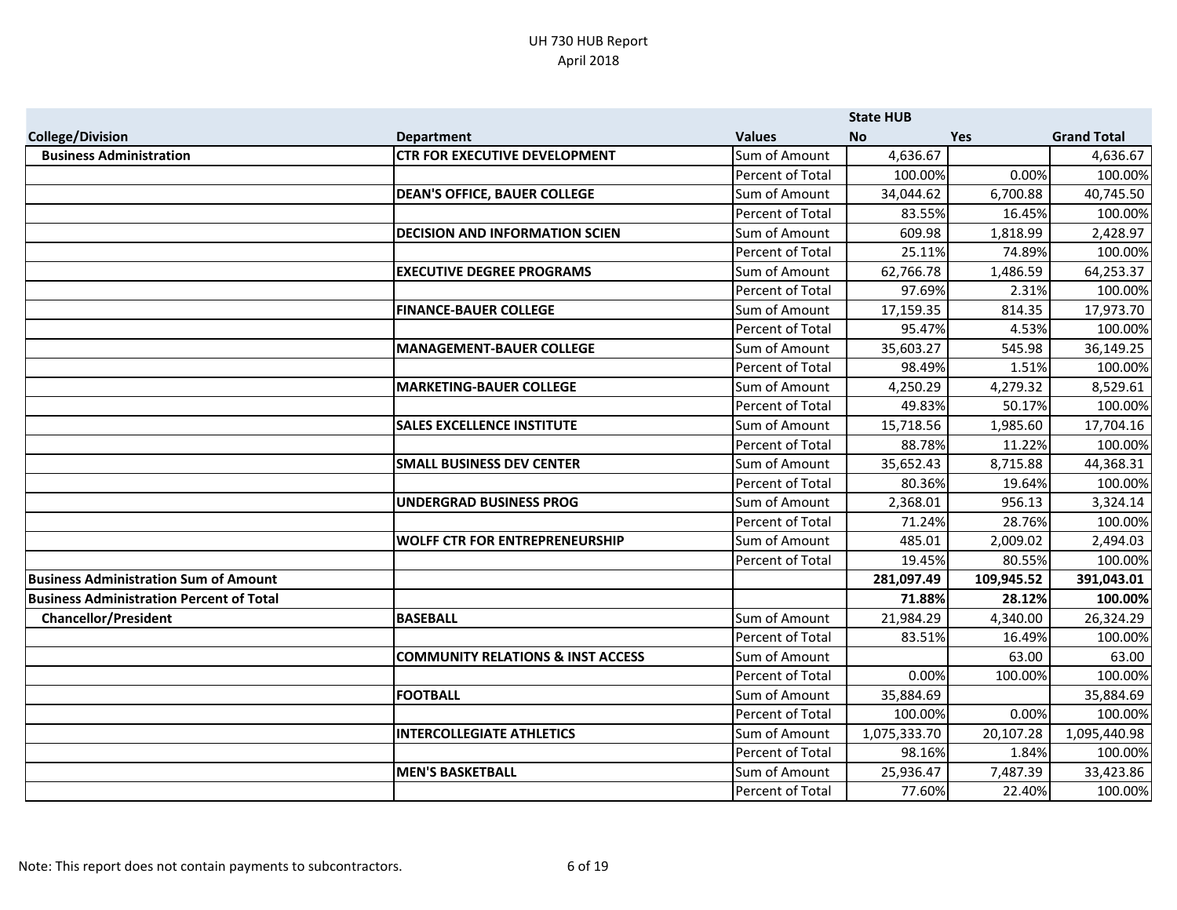UH 730 HUB Report
April 2018

| | | | State HUB | | |
|---|---|---|---|---|---|
| **College/Division** | **Department** | **Values** | **No** | **Yes** | **Grand Total** |
| **Business Administration** | **CTR FOR EXECUTIVE DEVELOPMENT** | Sum of Amount | 4,636.67 | | 4,636.67 |
| | | Percent of Total | 100.00% | 0.00% | 100.00% |
| | **DEAN'S OFFICE, BAUER COLLEGE** | Sum of Amount | 34,044.62 | 6,700.88 | 40,745.50 |
| | | Percent of Total | 83.55% | 16.45% | 100.00% |
| | **DECISION AND INFORMATION SCIEN** | Sum of Amount | 609.98 | 1,818.99 | 2,428.97 |
| | | Percent of Total | 25.11% | 74.89% | 100.00% |
| | **EXECUTIVE DEGREE PROGRAMS** | Sum of Amount | 62,766.78 | 1,486.59 | 64,253.37 |
| | | Percent of Total | 97.69% | 2.31% | 100.00% |
| | **FINANCE-BAUER COLLEGE** | Sum of Amount | 17,159.35 | 814.35 | 17,973.70 |
| | | Percent of Total | 95.47% | 4.53% | 100.00% |
| | **MANAGEMENT-BAUER COLLEGE** | Sum of Amount | 35,603.27 | 545.98 | 36,149.25 |
| | | Percent of Total | 98.49% | 1.51% | 100.00% |
| | **MARKETING-BAUER COLLEGE** | Sum of Amount | 4,250.29 | 4,279.32 | 8,529.61 |
| | | Percent of Total | 49.83% | 50.17% | 100.00% |
| | **SALES EXCELLENCE INSTITUTE** | Sum of Amount | 15,718.56 | 1,985.60 | 17,704.16 |
| | | Percent of Total | 88.78% | 11.22% | 100.00% |
| | **SMALL BUSINESS DEV CENTER** | Sum of Amount | 35,652.43 | 8,715.88 | 44,368.31 |
| | | Percent of Total | 80.36% | 19.64% | 100.00% |
| | **UNDERGRAD BUSINESS PROG** | Sum of Amount | 2,368.01 | 956.13 | 3,324.14 |
| | | Percent of Total | 71.24% | 28.76% | 100.00% |
| | **WOLFF CTR FOR ENTREPRENEURSHIP** | Sum of Amount | 485.01 | 2,009.02 | 2,494.03 |
| | | Percent of Total | 19.45% | 80.55% | 100.00% |
| **Business Administration Sum of Amount** | | | **281,097.49** | **109,945.52** | **391,043.01** |
| **Business Administration Percent of Total** | | | **71.88%** | **28.12%** | **100.00%** |
| **Chancellor/President** | **BASEBALL** | Sum of Amount | 21,984.29 | 4,340.00 | 26,324.29 |
| | | Percent of Total | 83.51% | 16.49% | 100.00% |
| | **COMMUNITY RELATIONS & INST ACCESS** | Sum of Amount | | 63.00 | 63.00 |
| | | Percent of Total | 0.00% | 100.00% | 100.00% |
| | **FOOTBALL** | Sum of Amount | 35,884.69 | | 35,884.69 |
| | | Percent of Total | 100.00% | 0.00% | 100.00% |
| | **INTERCOLLEGIATE ATHLETICS** | Sum of Amount | 1,075,333.70 | 20,107.28 | 1,095,440.98 |
| | | Percent of Total | 98.16% | 1.84% | 100.00% |
| | **MEN'S BASKETBALL** | Sum of Amount | 25,936.47 | 7,487.39 | 33,423.86 |
| | | Percent of Total | 77.60% | 22.40% | 100.00% |

Note: This report does not contain payments to subcontractors.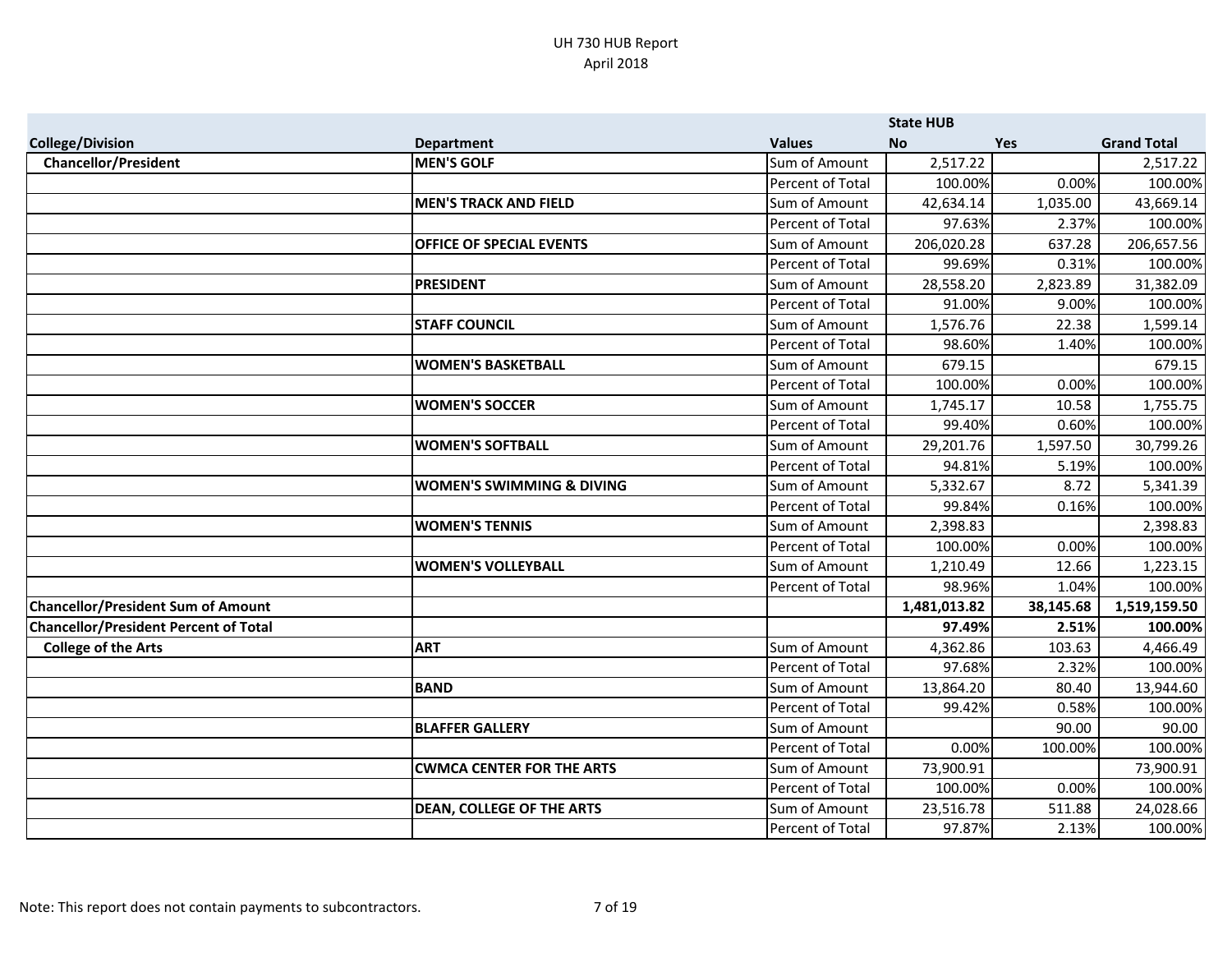UH 730 HUB Report
April 2018

| College/Division | Department | Values | State HUB No | Yes | Grand Total |
|---|---|---|---|---|---|
| **Chancellor/President** | **MEN'S GOLF** | Sum of Amount | 2,517.22 | | 2,517.22 |
| | | Percent of Total | 100.00% | 0.00% | 100.00% |
| | **MEN'S TRACK AND FIELD** | Sum of Amount | 42,634.14 | 1,035.00 | 43,669.14 |
| | | Percent of Total | 97.63% | 2.37% | 100.00% |
| | **OFFICE OF SPECIAL EVENTS** | Sum of Amount | 206,020.28 | 637.28 | 206,657.56 |
| | | Percent of Total | 99.69% | 0.31% | 100.00% |
| | **PRESIDENT** | Sum of Amount | 28,558.20 | 2,823.89 | 31,382.09 |
| | | Percent of Total | 91.00% | 9.00% | 100.00% |
| | **STAFF COUNCIL** | Sum of Amount | 1,576.76 | 22.38 | 1,599.14 |
| | | Percent of Total | 98.60% | 1.40% | 100.00% |
| | **WOMEN'S BASKETBALL** | Sum of Amount | 679.15 | | 679.15 |
| | | Percent of Total | 100.00% | 0.00% | 100.00% |
| | **WOMEN'S SOCCER** | Sum of Amount | 1,745.17 | 10.58 | 1,755.75 |
| | | Percent of Total | 99.40% | 0.60% | 100.00% |
| | **WOMEN'S SOFTBALL** | Sum of Amount | 29,201.76 | 1,597.50 | 30,799.26 |
| | | Percent of Total | 94.81% | 5.19% | 100.00% |
| | **WOMEN'S SWIMMING & DIVING** | Sum of Amount | 5,332.67 | 8.72 | 5,341.39 |
| | | Percent of Total | 99.84% | 0.16% | 100.00% |
| | **WOMEN'S TENNIS** | Sum of Amount | 2,398.83 | | 2,398.83 |
| | | Percent of Total | 100.00% | 0.00% | 100.00% |
| | **WOMEN'S VOLLEYBALL** | Sum of Amount | 1,210.49 | 12.66 | 1,223.15 |
| | | Percent of Total | 98.96% | 1.04% | 100.00% |
| **Chancellor/President Sum of Amount** | | | **1,481,013.82** | **38,145.68** | **1,519,159.50** |
| **Chancellor/President Percent of Total** | | | **97.49%** | **2.51%** | **100.00%** |
| **College of the Arts** | **ART** | Sum of Amount | 4,362.86 | 103.63 | 4,466.49 |
| | | Percent of Total | 97.68% | 2.32% | 100.00% |
| | **BAND** | Sum of Amount | 13,864.20 | 80.40 | 13,944.60 |
| | | Percent of Total | 99.42% | 0.58% | 100.00% |
| | **BLAFFER GALLERY** | Sum of Amount | | 90.00 | 90.00 |
| | | Percent of Total | 0.00% | 100.00% | 100.00% |
| | **CWMCA CENTER FOR THE ARTS** | Sum of Amount | 73,900.91 | | 73,900.91 |
| | | Percent of Total | 100.00% | 0.00% | 100.00% |
| | **DEAN, COLLEGE OF THE ARTS** | Sum of Amount | 23,516.78 | 511.88 | 24,028.66 |
| | | Percent of Total | 97.87% | 2.13% | 100.00% |

Note: This report does not contain payments to subcontractors.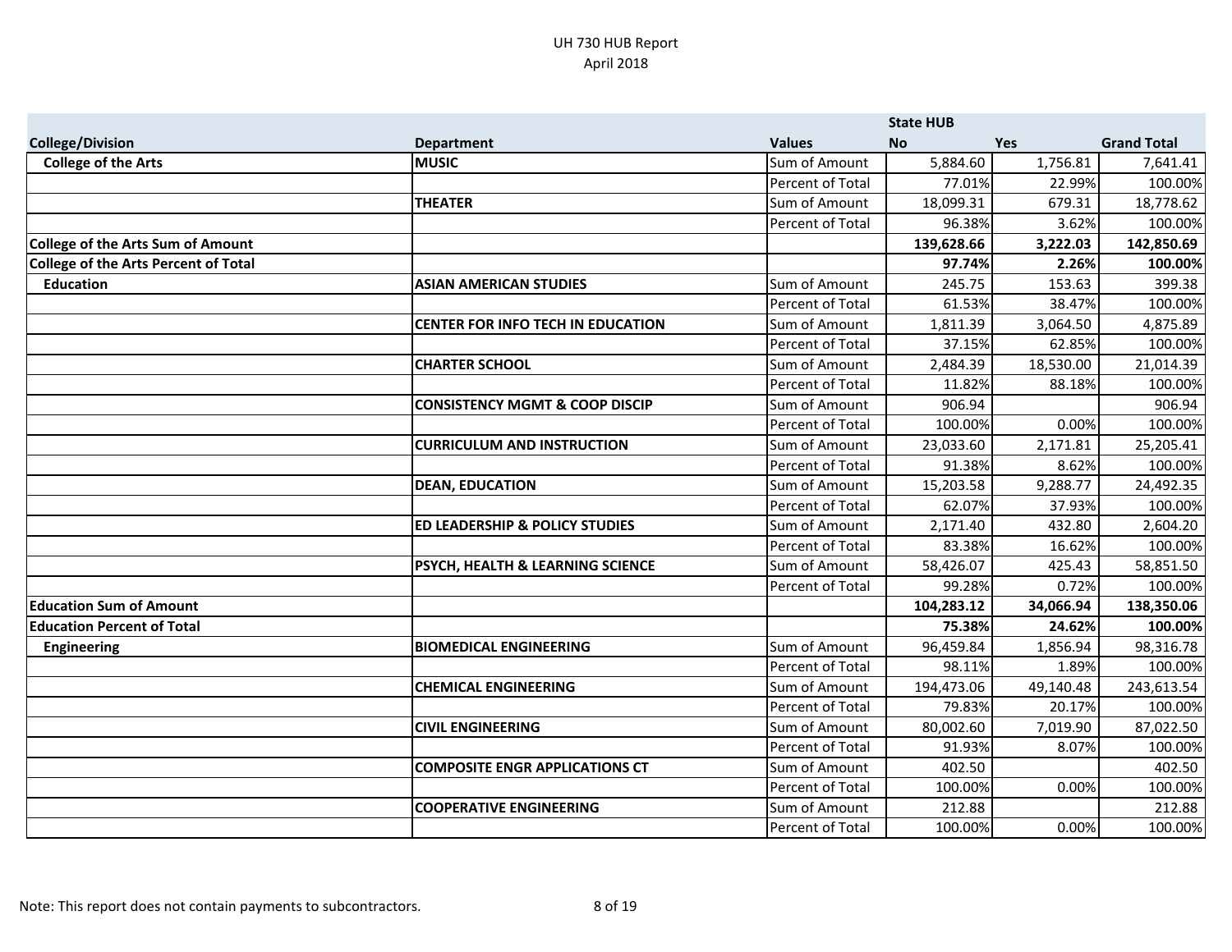UH 730 HUB Report
April 2018

| College/Division | Department | Values | State HUB No | Yes | Grand Total |
|---|---|---|---|---|---|
| **College of the Arts** | **MUSIC** | Sum of Amount | 5,884.60 | 1,756.81 | 7,641.41 |
| | | Percent of Total | 77.01% | 22.99% | 100.00% |
| | **THEATER** | Sum of Amount | 18,099.31 | 679.31 | 18,778.62 |
| | | Percent of Total | 96.38% | 3.62% | 100.00% |
| **College of the Arts Sum of Amount** | | | **139,628.66** | **3,222.03** | **142,850.69** |
| **College of the Arts Percent of Total** | | | **97.74%** | **2.26%** | **100.00%** |
| **Education** | **ASIAN AMERICAN STUDIES** | Sum of Amount | 245.75 | 153.63 | 399.38 |
| | | Percent of Total | 61.53% | 38.47% | 100.00% |
| | **CENTER FOR INFO TECH IN EDUCATION** | Sum of Amount | 1,811.39 | 3,064.50 | 4,875.89 |
| | | Percent of Total | 37.15% | 62.85% | 100.00% |
| | **CHARTER SCHOOL** | Sum of Amount | 2,484.39 | 18,530.00 | 21,014.39 |
| | | Percent of Total | 11.82% | 88.18% | 100.00% |
| | **CONSISTENCY MGMT & COOP DISCIP** | Sum of Amount | 906.94 | | 906.94 |
| | | Percent of Total | 100.00% | 0.00% | 100.00% |
| | **CURRICULUM AND INSTRUCTION** | Sum of Amount | 23,033.60 | 2,171.81 | 25,205.41 |
| | | Percent of Total | 91.38% | 8.62% | 100.00% |
| | **DEAN, EDUCATION** | Sum of Amount | 15,203.58 | 9,288.77 | 24,492.35 |
| | | Percent of Total | 62.07% | 37.93% | 100.00% |
| | **ED LEADERSHIP & POLICY STUDIES** | Sum of Amount | 2,171.40 | 432.80 | 2,604.20 |
| | | Percent of Total | 83.38% | 16.62% | 100.00% |
| | **PSYCH, HEALTH & LEARNING SCIENCE** | Sum of Amount | 58,426.07 | 425.43 | 58,851.50 |
| | | Percent of Total | 99.28% | 0.72% | 100.00% |
| **Education Sum of Amount** | | | **104,283.12** | **34,066.94** | **138,350.06** |
| **Education Percent of Total** | | | **75.38%** | **24.62%** | **100.00%** |
| **Engineering** | **BIOMEDICAL ENGINEERING** | Sum of Amount | 96,459.84 | 1,856.94 | 98,316.78 |
| | | Percent of Total | 98.11% | 1.89% | 100.00% |
| | **CHEMICAL ENGINEERING** | Sum of Amount | 194,473.06 | 49,140.48 | 243,613.54 |
| | | Percent of Total | 79.83% | 20.17% | 100.00% |
| | **CIVIL ENGINEERING** | Sum of Amount | 80,002.60 | 7,019.90 | 87,022.50 |
| | | Percent of Total | 91.93% | 8.07% | 100.00% |
| | **COMPOSITE ENGR APPLICATIONS CT** | Sum of Amount | 402.50 | | 402.50 |
| | | Percent of Total | 100.00% | 0.00% | 100.00% |
| | **COOPERATIVE ENGINEERING** | Sum of Amount | 212.88 | | 212.88 |
| | | Percent of Total | 100.00% | 0.00% | 100.00% |

Note: This report does not contain payments to subcontractors.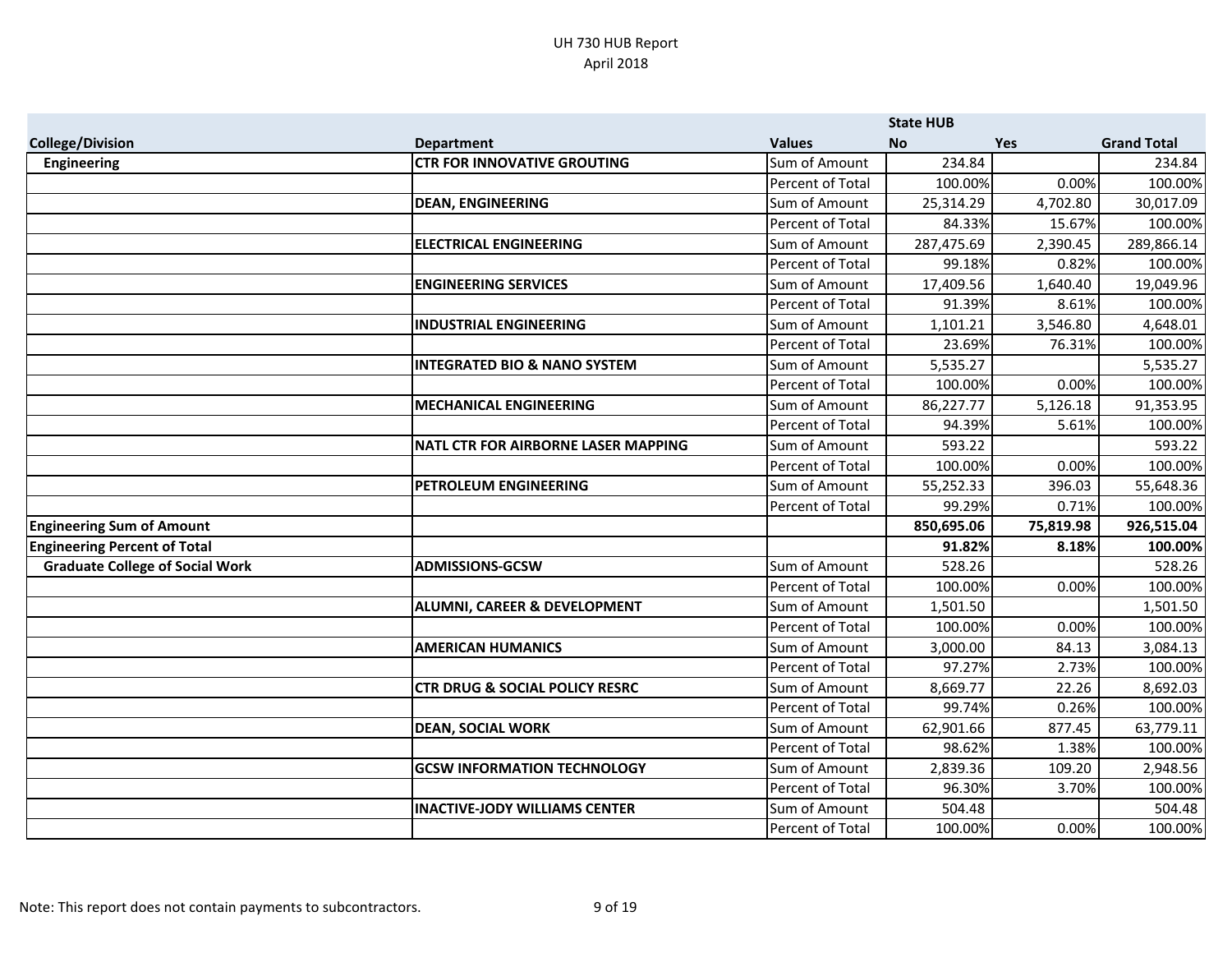# UH 730 HUB Report
April 2018

| College/Division | Department | Values | State HUB No | Yes | Grand Total |
|---|---|---|---|---|---|
| **Engineering** | **CTR FOR INNOVATIVE GROUTING** | Sum of Amount | 234.84 | | 234.84 |
| | | Percent of Total | 100.00% | 0.00% | 100.00% |
| | **DEAN, ENGINEERING** | Sum of Amount | 25,314.29 | 4,702.80 | 30,017.09 |
| | | Percent of Total | 84.33% | 15.67% | 100.00% |
| | **ELECTRICAL ENGINEERING** | Sum of Amount | 287,475.69 | 2,390.45 | 289,866.14 |
| | | Percent of Total | 99.18% | 0.82% | 100.00% |
| | **ENGINEERING SERVICES** | Sum of Amount | 17,409.56 | 1,640.40 | 19,049.96 |
| | | Percent of Total | 91.39% | 8.61% | 100.00% |
| | **INDUSTRIAL ENGINEERING** | Sum of Amount | 1,101.21 | 3,546.80 | 4,648.01 |
| | | Percent of Total | 23.69% | 76.31% | 100.00% |
| | **INTEGRATED BIO & NANO SYSTEM** | Sum of Amount | 5,535.27 | | 5,535.27 |
| | | Percent of Total | 100.00% | 0.00% | 100.00% |
| | **MECHANICAL ENGINEERING** | Sum of Amount | 86,227.77 | 5,126.18 | 91,353.95 |
| | | Percent of Total | 94.39% | 5.61% | 100.00% |
| | **NATL CTR FOR AIRBORNE LASER MAPPING** | Sum of Amount | 593.22 | | 593.22 |
| | | Percent of Total | 100.00% | 0.00% | 100.00% |
| | **PETROLEUM ENGINEERING** | Sum of Amount | 55,252.33 | 396.03 | 55,648.36 |
| | | Percent of Total | 99.29% | 0.71% | 100.00% |
| **Engineering Sum of Amount** | | | **850,695.06** | **75,819.98** | **926,515.04** |
| **Engineering Percent of Total** | | | **91.82%** | **8.18%** | **100.00%** |
| **Graduate College of Social Work** | **ADMISSIONS-GCSW** | Sum of Amount | 528.26 | | 528.26 |
| | | Percent of Total | 100.00% | 0.00% | 100.00% |
| | **ALUMNI, CAREER & DEVELOPMENT** | Sum of Amount | 1,501.50 | | 1,501.50 |
| | | Percent of Total | 100.00% | 0.00% | 100.00% |
| | **AMERICAN HUMANICS** | Sum of Amount | 3,000.00 | 84.13 | 3,084.13 |
| | | Percent of Total | 97.27% | 2.73% | 100.00% |
| | **CTR DRUG & SOCIAL POLICY RESRC** | Sum of Amount | 8,669.77 | 22.26 | 8,692.03 |
| | | Percent of Total | 99.74% | 0.26% | 100.00% |
| | **DEAN, SOCIAL WORK** | Sum of Amount | 62,901.66 | 877.45 | 63,779.11 |
| | | Percent of Total | 98.62% | 1.38% | 100.00% |
| | **GCSW INFORMATION TECHNOLOGY** | Sum of Amount | 2,839.36 | 109.20 | 2,948.56 |
| | | Percent of Total | 96.30% | 3.70% | 100.00% |
| | **INACTIVE-JODY WILLIAMS CENTER** | Sum of Amount | 504.48 | | 504.48 |
| | | Percent of Total | 100.00% | 0.00% | 100.00% |

Note: This report does not contain payments to subcontractors.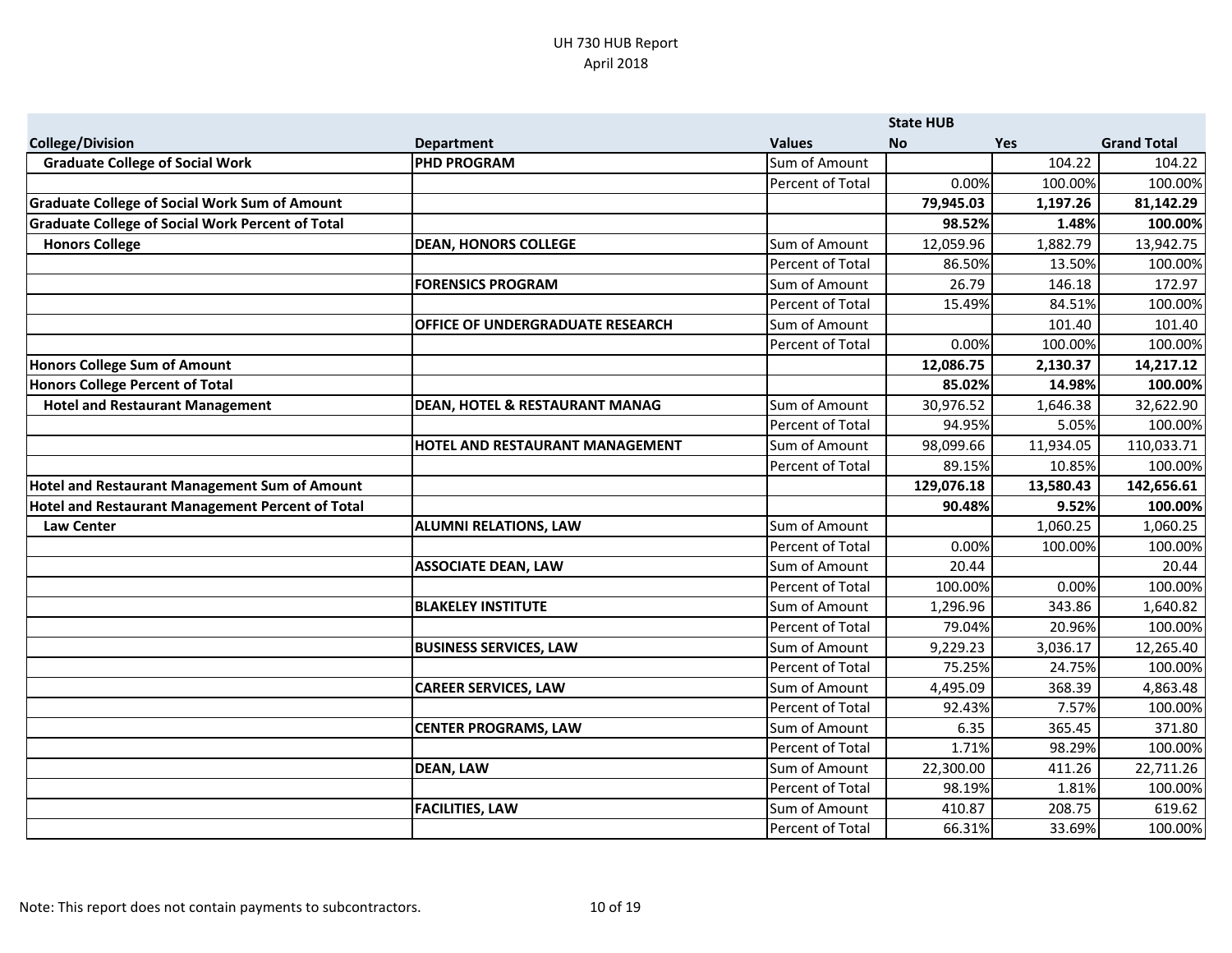UH 730 HUB Report
April 2018

| College/Division | Department | Values | State HUB No | Yes | Grand Total |
|---|---|---|---|---|---|
| **Graduate College of Social Work** | **PHD PROGRAM** | Sum of Amount | | 104.22 | 104.22 |
| | | Percent of Total | 0.00% | 100.00% | 100.00% |
| **Graduate College of Social Work Sum of Amount** | | | **79,945.03** | **1,197.26** | **81,142.29** |
| **Graduate College of Social Work Percent of Total** | | | **98.52%** | **1.48%** | **100.00%** |
| **Honors College** | **DEAN, HONORS COLLEGE** | Sum of Amount | 12,059.96 | 1,882.79 | 13,942.75 |
| | | Percent of Total | 86.50% | 13.50% | 100.00% |
| | **FORENSICS PROGRAM** | Sum of Amount | 26.79 | 146.18 | 172.97 |
| | | Percent of Total | 15.49% | 84.51% | 100.00% |
| | **OFFICE OF UNDERGRADUATE RESEARCH** | Sum of Amount | | 101.40 | 101.40 |
| | | Percent of Total | 0.00% | 100.00% | 100.00% |
| **Honors College Sum of Amount** | | | **12,086.75** | **2,130.37** | **14,217.12** |
| **Honors College Percent of Total** | | | **85.02%** | **14.98%** | **100.00%** |
| **Hotel and Restaurant Management** | **DEAN, HOTEL & RESTAURANT MANAG** | Sum of Amount | 30,976.52 | 1,646.38 | 32,622.90 |
| | | Percent of Total | 94.95% | 5.05% | 100.00% |
| | **HOTEL AND RESTAURANT MANAGEMENT** | Sum of Amount | 98,099.66 | 11,934.05 | 110,033.71 |
| | | Percent of Total | 89.15% | 10.85% | 100.00% |
| **Hotel and Restaurant Management Sum of Amount** | | | **129,076.18** | **13,580.43** | **142,656.61** |
| **Hotel and Restaurant Management Percent of Total** | | | **90.48%** | **9.52%** | **100.00%** |
| **Law Center** | **ALUMNI RELATIONS, LAW** | Sum of Amount | | 1,060.25 | 1,060.25 |
| | | Percent of Total | 0.00% | 100.00% | 100.00% |
| | **ASSOCIATE DEAN, LAW** | Sum of Amount | 20.44 | | 20.44 |
| | | Percent of Total | 100.00% | 0.00% | 100.00% |
| | **BLAKELEY INSTITUTE** | Sum of Amount | 1,296.96 | 343.86 | 1,640.82 |
| | | Percent of Total | 79.04% | 20.96% | 100.00% |
| | **BUSINESS SERVICES, LAW** | Sum of Amount | 9,229.23 | 3,036.17 | 12,265.40 |
| | | Percent of Total | 75.25% | 24.75% | 100.00% |
| | **CAREER SERVICES, LAW** | Sum of Amount | 4,495.09 | 368.39 | 4,863.48 |
| | | Percent of Total | 92.43% | 7.57% | 100.00% |
| | **CENTER PROGRAMS, LAW** | Sum of Amount | 6.35 | 365.45 | 371.80 |
| | | Percent of Total | 1.71% | 98.29% | 100.00% |
| | **DEAN, LAW** | Sum of Amount | 22,300.00 | 411.26 | 22,711.26 |
| | | Percent of Total | 98.19% | 1.81% | 100.00% |
| | **FACILITIES, LAW** | Sum of Amount | 410.87 | 208.75 | 619.62 |
| | | Percent of Total | 66.31% | 33.69% | 100.00% |

Note: This report does not contain payments to subcontractors.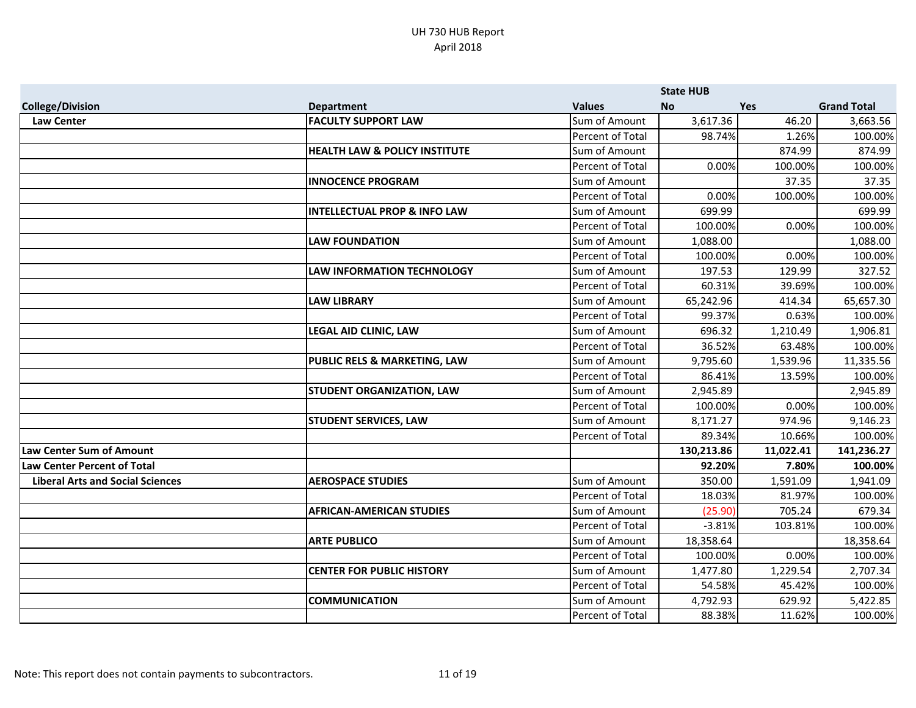UH 730 HUB Report
April 2018

| College/Division | Department | Values | State HUB No | Yes | Grand Total |
|---|---|---|---|---|---|
| **Law Center** | **FACULTY SUPPORT LAW** | Sum of Amount | 3,617.36 | 46.20 | 3,663.56 |
| | | Percent of Total | 98.74% | 1.26% | 100.00% |
| | **HEALTH LAW & POLICY INSTITUTE** | Sum of Amount | | 874.99 | 874.99 |
| | | Percent of Total | 0.00% | 100.00% | 100.00% |
| | **INNOCENCE PROGRAM** | Sum of Amount | | 37.35 | 37.35 |
| | | Percent of Total | 0.00% | 100.00% | 100.00% |
| | **INTELLECTUAL PROP & INFO LAW** | Sum of Amount | 699.99 | | 699.99 |
| | | Percent of Total | 100.00% | 0.00% | 100.00% |
| | **LAW FOUNDATION** | Sum of Amount | 1,088.00 | | 1,088.00 |
| | | Percent of Total | 100.00% | 0.00% | 100.00% |
| | **LAW INFORMATION TECHNOLOGY** | Sum of Amount | 197.53 | 129.99 | 327.52 |
| | | Percent of Total | 60.31% | 39.69% | 100.00% |
| | **LAW LIBRARY** | Sum of Amount | 65,242.96 | 414.34 | 65,657.30 |
| | | Percent of Total | 99.37% | 0.63% | 100.00% |
| | **LEGAL AID CLINIC, LAW** | Sum of Amount | 696.32 | 1,210.49 | 1,906.81 |
| | | Percent of Total | 36.52% | 63.48% | 100.00% |
| | **PUBLIC RELS & MARKETING, LAW** | Sum of Amount | 9,795.60 | 1,539.96 | 11,335.56 |
| | | Percent of Total | 86.41% | 13.59% | 100.00% |
| | **STUDENT ORGANIZATION, LAW** | Sum of Amount | 2,945.89 | | 2,945.89 |
| | | Percent of Total | 100.00% | 0.00% | 100.00% |
| | **STUDENT SERVICES, LAW** | Sum of Amount | 8,171.27 | 974.96 | 9,146.23 |
| | | Percent of Total | 89.34% | 10.66% | 100.00% |
| **Law Center Sum of Amount** | | | **130,213.86** | **11,022.41** | **141,236.27** |
| **Law Center Percent of Total** | | | **92.20%** | **7.80%** | **100.00%** |
| **Liberal Arts and Social Sciences** | **AEROSPACE STUDIES** | Sum of Amount | 350.00 | 1,591.09 | 1,941.09 |
| | | Percent of Total | 18.03% | 81.97% | 100.00% |
| | **AFRICAN-AMERICAN STUDIES** | Sum of Amount | (25.90) | 705.24 | 679.34 |
| | | Percent of Total | -3.81% | 103.81% | 100.00% |
| | **ARTE PUBLICO** | Sum of Amount | 18,358.64 | | 18,358.64 |
| | | Percent of Total | 100.00% | 0.00% | 100.00% |
| | **CENTER FOR PUBLIC HISTORY** | Sum of Amount | 1,477.80 | 1,229.54 | 2,707.34 |
| | | Percent of Total | 54.58% | 45.42% | 100.00% |
| | **COMMUNICATION** | Sum of Amount | 4,792.93 | 629.92 | 5,422.85 |
| | | Percent of Total | 88.38% | 11.62% | 100.00% |

Note: This report does not contain payments to subcontractors.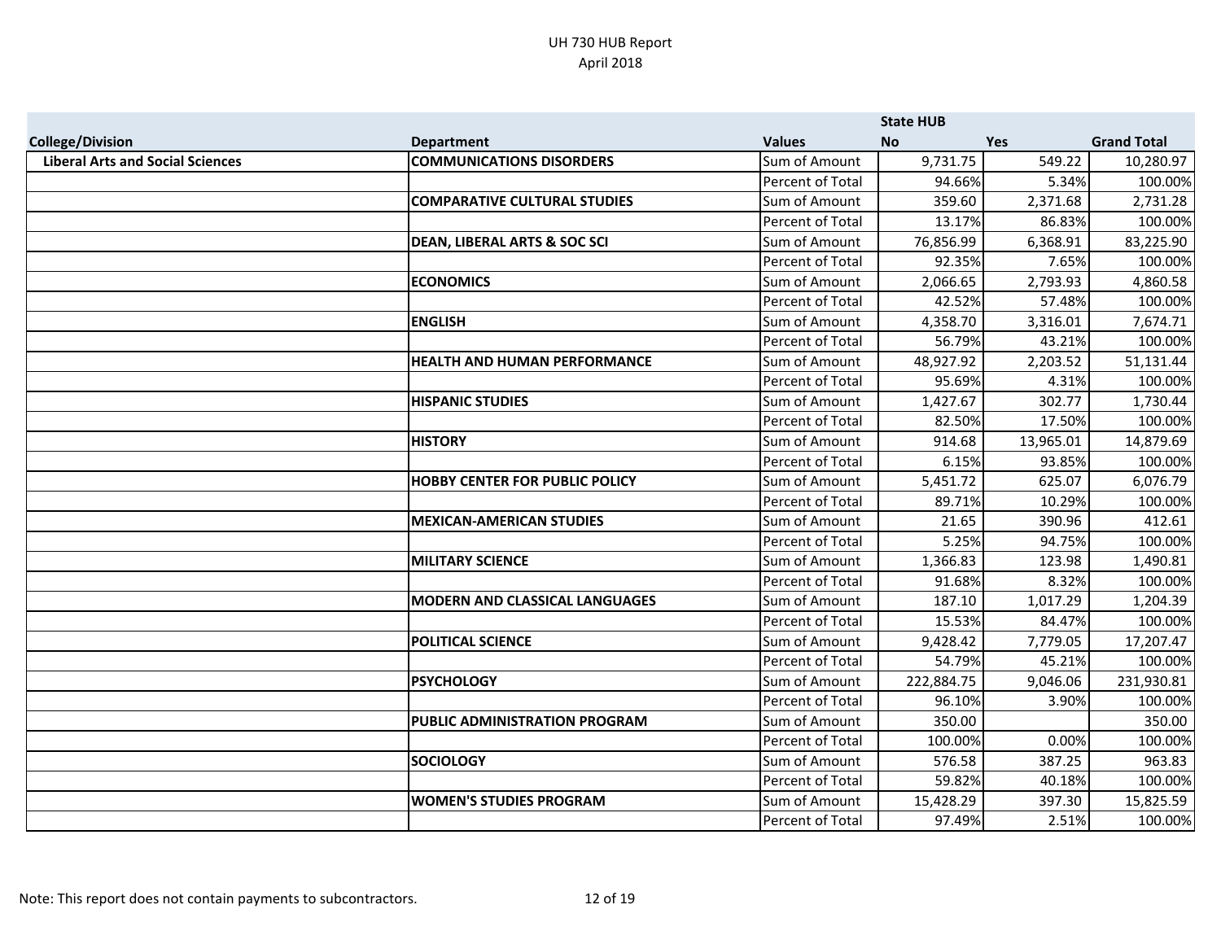UH 730 HUB Report
April 2018

| College/Division | Department | Values | State HUB No | Yes | Grand Total |
|---|---|---|---|---|---|
| Liberal Arts and Social Sciences | COMMUNICATIONS DISORDERS | Sum of Amount | 9,731.75 | 549.22 | 10,280.97 |
| | | Percent of Total | 94.66% | 5.34% | 100.00% |
| | COMPARATIVE CULTURAL STUDIES | Sum of Amount | 359.60 | 2,371.68 | 2,731.28 |
| | | Percent of Total | 13.17% | 86.83% | 100.00% |
| | DEAN, LIBERAL ARTS & SOC SCI | Sum of Amount | 76,856.99 | 6,368.91 | 83,225.90 |
| | | Percent of Total | 92.35% | 7.65% | 100.00% |
| | ECONOMICS | Sum of Amount | 2,066.65 | 2,793.93 | 4,860.58 |
| | | Percent of Total | 42.52% | 57.48% | 100.00% |
| | ENGLISH | Sum of Amount | 4,358.70 | 3,316.01 | 7,674.71 |
| | | Percent of Total | 56.79% | 43.21% | 100.00% |
| | HEALTH AND HUMAN PERFORMANCE | Sum of Amount | 48,927.92 | 2,203.52 | 51,131.44 |
| | | Percent of Total | 95.69% | 4.31% | 100.00% |
| | HISPANIC STUDIES | Sum of Amount | 1,427.67 | 302.77 | 1,730.44 |
| | | Percent of Total | 82.50% | 17.50% | 100.00% |
| | HISTORY | Sum of Amount | 914.68 | 13,965.01 | 14,879.69 |
| | | Percent of Total | 6.15% | 93.85% | 100.00% |
| | HOBBY CENTER FOR PUBLIC POLICY | Sum of Amount | 5,451.72 | 625.07 | 6,076.79 |
| | | Percent of Total | 89.71% | 10.29% | 100.00% |
| | MEXICAN-AMERICAN STUDIES | Sum of Amount | 21.65 | 390.96 | 412.61 |
| | | Percent of Total | 5.25% | 94.75% | 100.00% |
| | MILITARY SCIENCE | Sum of Amount | 1,366.83 | 123.98 | 1,490.81 |
| | | Percent of Total | 91.68% | 8.32% | 100.00% |
| | MODERN AND CLASSICAL LANGUAGES | Sum of Amount | 187.10 | 1,017.29 | 1,204.39 |
| | | Percent of Total | 15.53% | 84.47% | 100.00% |
| | POLITICAL SCIENCE | Sum of Amount | 9,428.42 | 7,779.05 | 17,207.47 |
| | | Percent of Total | 54.79% | 45.21% | 100.00% |
| | PSYCHOLOGY | Sum of Amount | 222,884.75 | 9,046.06 | 231,930.81 |
| | | Percent of Total | 96.10% | 3.90% | 100.00% |
| | PUBLIC ADMINISTRATION PROGRAM | Sum of Amount | 350.00 | | 350.00 |
| | | Percent of Total | 100.00% | 0.00% | 100.00% |
| | SOCIOLOGY | Sum of Amount | 576.58 | 387.25 | 963.83 |
| | | Percent of Total | 59.82% | 40.18% | 100.00% |
| | WOMEN'S STUDIES PROGRAM | Sum of Amount | 15,428.29 | 397.30 | 15,825.59 |
| | | Percent of Total | 97.49% | 2.51% | 100.00% |

Note: This report does not contain payments to subcontractors.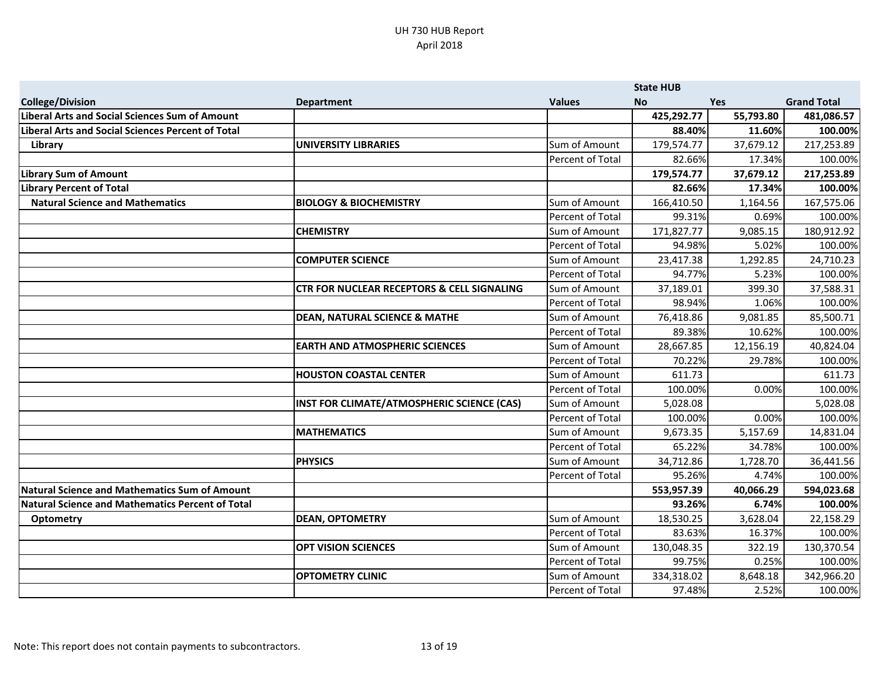# UH 730 HUB Report
April 2018

| College/Division | Department | Values | State HUB No | Yes | Grand Total |
|---|---|---|---|---|---|
| **Liberal Arts and Social Sciences Sum of Amount** | | | **425,292.77** | **55,793.80** | **481,086.57** |
| **Liberal Arts and Social Sciences Percent of Total** | | | **88.40%** | **11.60%** | **100.00%** |
| **Library** | **UNIVERSITY LIBRARIES** | Sum of Amount | 179,574.77 | 37,679.12 | 217,253.89 |
| | | Percent of Total | 82.66% | 17.34% | 100.00% |
| **Library Sum of Amount** | | | **179,574.77** | **37,679.12** | **217,253.89** |
| **Library Percent of Total** | | | **82.66%** | **17.34%** | **100.00%** |
| **Natural Science and Mathematics** | **BIOLOGY & BIOCHEMISTRY** | Sum of Amount | 166,410.50 | 1,164.56 | 167,575.06 |
| | | Percent of Total | 99.31% | 0.69% | 100.00% |
| | **CHEMISTRY** | Sum of Amount | 171,827.77 | 9,085.15 | 180,912.92 |
| | | Percent of Total | 94.98% | 5.02% | 100.00% |
| | **COMPUTER SCIENCE** | Sum of Amount | 23,417.38 | 1,292.85 | 24,710.23 |
| | | Percent of Total | 94.77% | 5.23% | 100.00% |
| | **CTR FOR NUCLEAR RECEPTORS & CELL SIGNALING** | Sum of Amount | 37,189.01 | 399.30 | 37,588.31 |
| | | Percent of Total | 98.94% | 1.06% | 100.00% |
| | **DEAN, NATURAL SCIENCE & MATHE** | Sum of Amount | 76,418.86 | 9,081.85 | 85,500.71 |
| | | Percent of Total | 89.38% | 10.62% | 100.00% |
| | **EARTH AND ATMOSPHERIC SCIENCES** | Sum of Amount | 28,667.85 | 12,156.19 | 40,824.04 |
| | | Percent of Total | 70.22% | 29.78% | 100.00% |
| | **HOUSTON COASTAL CENTER** | Sum of Amount | 611.73 | | 611.73 |
| | | Percent of Total | 100.00% | 0.00% | 100.00% |
| | **INST FOR CLIMATE/ATMOSPHERIC SCIENCE (CAS)** | Sum of Amount | 5,028.08 | | 5,028.08 |
| | | Percent of Total | 100.00% | 0.00% | 100.00% |
| | **MATHEMATICS** | Sum of Amount | 9,673.35 | 5,157.69 | 14,831.04 |
| | | Percent of Total | 65.22% | 34.78% | 100.00% |
| | **PHYSICS** | Sum of Amount | 34,712.86 | 1,728.70 | 36,441.56 |
| | | Percent of Total | 95.26% | 4.74% | 100.00% |
| **Natural Science and Mathematics Sum of Amount** | | | **553,957.39** | **40,066.29** | **594,023.68** |
| **Natural Science and Mathematics Percent of Total** | | | **93.26%** | **6.74%** | **100.00%** |
| **Optometry** | **DEAN, OPTOMETRY** | Sum of Amount | 18,530.25 | 3,628.04 | 22,158.29 |
| | | Percent of Total | 83.63% | 16.37% | 100.00% |
| | **OPT VISION SCIENCES** | Sum of Amount | 130,048.35 | 322.19 | 130,370.54 |
| | | Percent of Total | 99.75% | 0.25% | 100.00% |
| | **OPTOMETRY CLINIC** | Sum of Amount | 334,318.02 | 8,648.18 | 342,966.20 |
| | | Percent of Total | 97.48% | 2.52% | 100.00% |

Note: This report does not contain payments to subcontractors.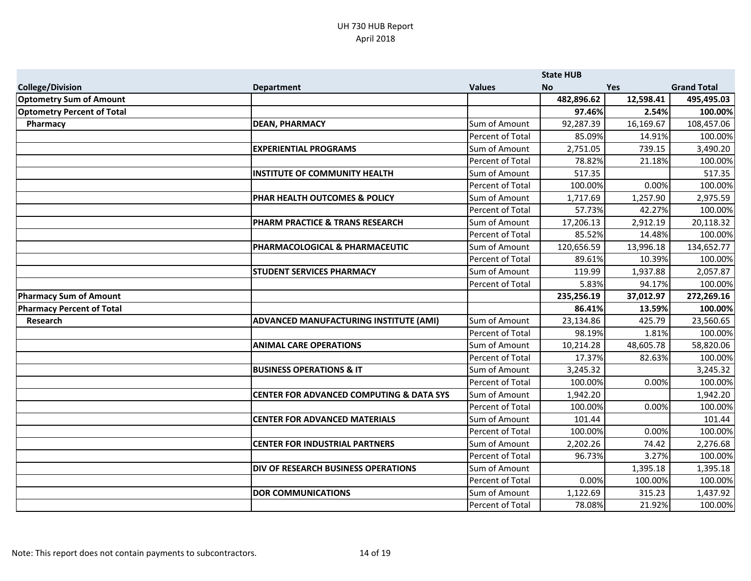UH 730 HUB Report
April 2018

| College/Division | Department | Values | State HUB No | Yes | Grand Total |
|---|---|---|---|---|---|
| **Optometry Sum of Amount** | | | **482,896.62** | **12,598.41** | **495,495.03** |
| **Optometry Percent of Total** | | | **97.46%** | **2.54%** | **100.00%** |
| **Pharmacy** | **DEAN, PHARMACY** | Sum of Amount | 92,287.39 | 16,169.67 | 108,457.06 |
| | | Percent of Total | 85.09% | 14.91% | 100.00% |
| | **EXPERIENTIAL PROGRAMS** | Sum of Amount | 2,751.05 | 739.15 | 3,490.20 |
| | | Percent of Total | 78.82% | 21.18% | 100.00% |
| | **INSTITUTE OF COMMUNITY HEALTH** | Sum of Amount | 517.35 | | 517.35 |
| | | Percent of Total | 100.00% | 0.00% | 100.00% |
| | **PHAR HEALTH OUTCOMES & POLICY** | Sum of Amount | 1,717.69 | 1,257.90 | 2,975.59 |
| | | Percent of Total | 57.73% | 42.27% | 100.00% |
| | **PHARM PRACTICE & TRANS RESEARCH** | Sum of Amount | 17,206.13 | 2,912.19 | 20,118.32 |
| | | Percent of Total | 85.52% | 14.48% | 100.00% |
| | **PHARMACOLOGICAL & PHARMACEUTIC** | Sum of Amount | 120,656.59 | 13,996.18 | 134,652.77 |
| | | Percent of Total | 89.61% | 10.39% | 100.00% |
| | **STUDENT SERVICES PHARMACY** | Sum of Amount | 119.99 | 1,937.88 | 2,057.87 |
| | | Percent of Total | 5.83% | 94.17% | 100.00% |
| **Pharmacy Sum of Amount** | | | **235,256.19** | **37,012.97** | **272,269.16** |
| **Pharmacy Percent of Total** | | | **86.41%** | **13.59%** | **100.00%** |
| **Research** | **ADVANCED MANUFACTURING INSTITUTE (AMI)** | Sum of Amount | 23,134.86 | 425.79 | 23,560.65 |
| | | Percent of Total | 98.19% | 1.81% | 100.00% |
| | **ANIMAL CARE OPERATIONS** | Sum of Amount | 10,214.28 | 48,605.78 | 58,820.06 |
| | | Percent of Total | 17.37% | 82.63% | 100.00% |
| | **BUSINESS OPERATIONS & IT** | Sum of Amount | 3,245.32 | | 3,245.32 |
| | | Percent of Total | 100.00% | 0.00% | 100.00% |
| | **CENTER FOR ADVANCED COMPUTING & DATA SYS** | Sum of Amount | 1,942.20 | | 1,942.20 |
| | | Percent of Total | 100.00% | 0.00% | 100.00% |
| | **CENTER FOR ADVANCED MATERIALS** | Sum of Amount | 101.44 | | 101.44 |
| | | Percent of Total | 100.00% | 0.00% | 100.00% |
| | **CENTER FOR INDUSTRIAL PARTNERS** | Sum of Amount | 2,202.26 | 74.42 | 2,276.68 |
| | | Percent of Total | 96.73% | 3.27% | 100.00% |
| | **DIV OF RESEARCH BUSINESS OPERATIONS** | Sum of Amount | | 1,395.18 | 1,395.18 |
| | | Percent of Total | 0.00% | 100.00% | 100.00% |
| | **DOR COMMUNICATIONS** | Sum of Amount | 1,122.69 | 315.23 | 1,437.92 |
| | | Percent of Total | 78.08% | 21.92% | 100.00% |

Note: This report does not contain payments to subcontractors.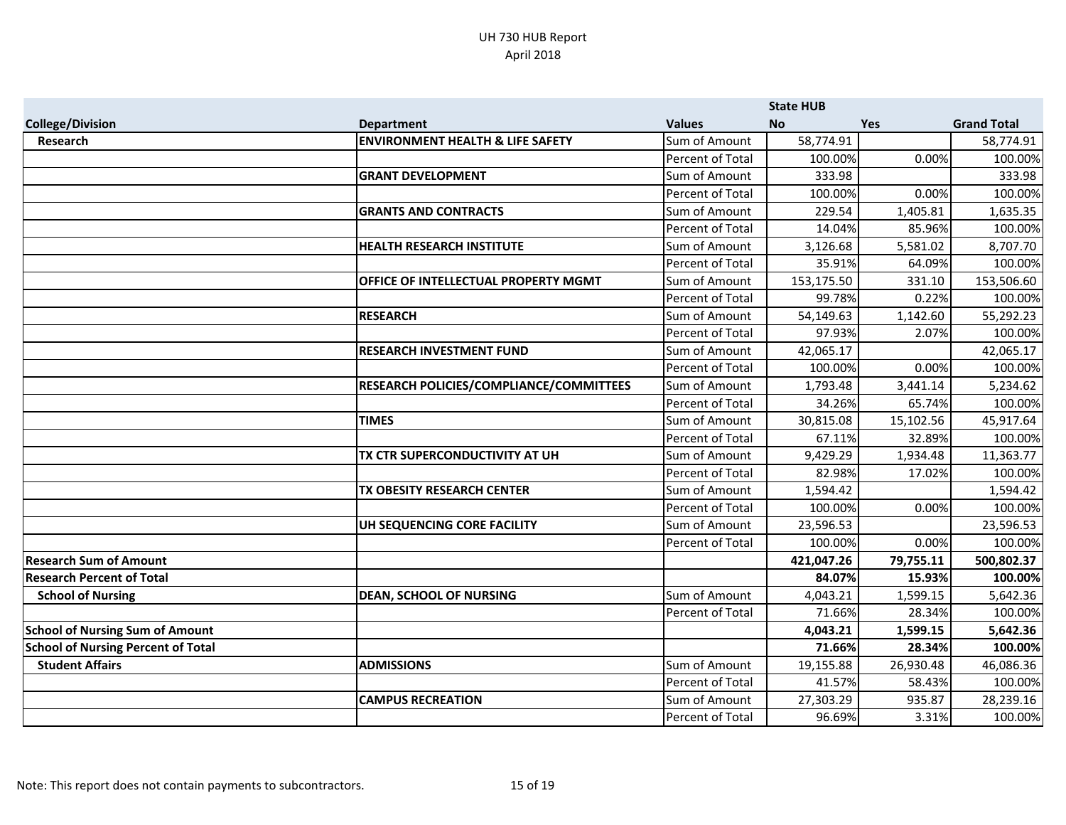# UH 730 HUB Report
April 2018

| College/Division | Department | Values | State HUB No | Yes | Grand Total |
|---|---|---|---|---|---|
| **Research** | **ENVIRONMENT HEALTH & LIFE SAFETY** | Sum of Amount | 58,774.91 | | 58,774.91 |
| | | Percent of Total | 100.00% | 0.00% | 100.00% |
| | **GRANT DEVELOPMENT** | Sum of Amount | 333.98 | | 333.98 |
| | | Percent of Total | 100.00% | 0.00% | 100.00% |
| | **GRANTS AND CONTRACTS** | Sum of Amount | 229.54 | 1,405.81 | 1,635.35 |
| | | Percent of Total | 14.04% | 85.96% | 100.00% |
| | **HEALTH RESEARCH INSTITUTE** | Sum of Amount | 3,126.68 | 5,581.02 | 8,707.70 |
| | | Percent of Total | 35.91% | 64.09% | 100.00% |
| | **OFFICE OF INTELLECTUAL PROPERTY MGMT** | Sum of Amount | 153,175.50 | 331.10 | 153,506.60 |
| | | Percent of Total | 99.78% | 0.22% | 100.00% |
| | **RESEARCH** | Sum of Amount | 54,149.63 | 1,142.60 | 55,292.23 |
| | | Percent of Total | 97.93% | 2.07% | 100.00% |
| | **RESEARCH INVESTMENT FUND** | Sum of Amount | 42,065.17 | | 42,065.17 |
| | | Percent of Total | 100.00% | 0.00% | 100.00% |
| | **RESEARCH POLICIES/COMPLIANCE/COMMITTEES** | Sum of Amount | 1,793.48 | 3,441.14 | 5,234.62 |
| | | Percent of Total | 34.26% | 65.74% | 100.00% |
| | **TIMES** | Sum of Amount | 30,815.08 | 15,102.56 | 45,917.64 |
| | | Percent of Total | 67.11% | 32.89% | 100.00% |
| | **TX CTR SUPERCONDUCTIVITY AT UH** | Sum of Amount | 9,429.29 | 1,934.48 | 11,363.77 |
| | | Percent of Total | 82.98% | 17.02% | 100.00% |
| | **TX OBESITY RESEARCH CENTER** | Sum of Amount | 1,594.42 | | 1,594.42 |
| | | Percent of Total | 100.00% | 0.00% | 100.00% |
| | **UH SEQUENCING CORE FACILITY** | Sum of Amount | 23,596.53 | | 23,596.53 |
| | | Percent of Total | 100.00% | 0.00% | 100.00% |
| **Research Sum of Amount** | | | **421,047.26** | **79,755.11** | **500,802.37** |
| **Research Percent of Total** | | | **84.07%** | **15.93%** | **100.00%** |
| **School of Nursing** | **DEAN, SCHOOL OF NURSING** | Sum of Amount | 4,043.21 | 1,599.15 | 5,642.36 |
| | | Percent of Total | 71.66% | 28.34% | 100.00% |
| **School of Nursing Sum of Amount** | | | **4,043.21** | **1,599.15** | **5,642.36** |
| **School of Nursing Percent of Total** | | | **71.66%** | **28.34%** | **100.00%** |
| **Student Affairs** | **ADMISSIONS** | Sum of Amount | 19,155.88 | 26,930.48 | 46,086.36 |
| | | Percent of Total | 41.57% | 58.43% | 100.00% |
| | **CAMPUS RECREATION** | Sum of Amount | 27,303.29 | 935.87 | 28,239.16 |
| | | Percent of Total | 96.69% | 3.31% | 100.00% |

Note: This report does not contain payments to subcontractors.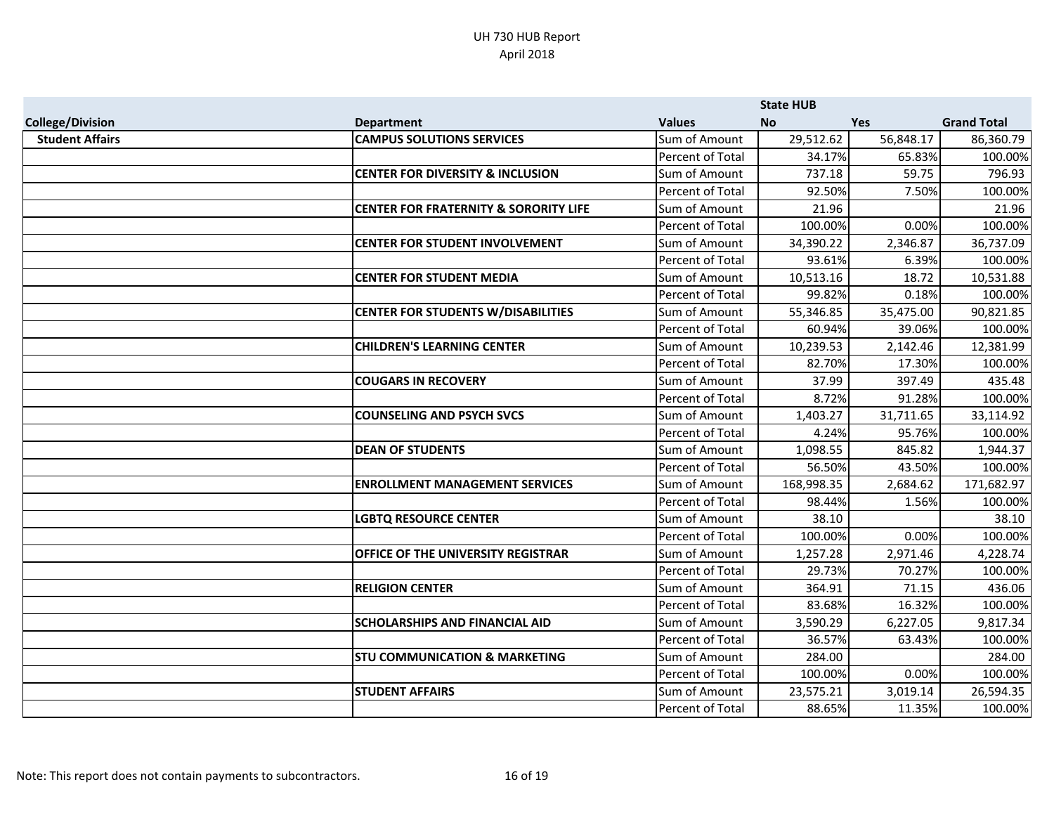UH 730 HUB Report
April 2018

| College/Division | Department | Values | State HUB No | Yes | Grand Total |
|---|---|---|---|---|---|
| **Student Affairs** | **CAMPUS SOLUTIONS SERVICES** | Sum of Amount | 29,512.62 | 56,848.17 | 86,360.79 |
| | | Percent of Total | 34.17% | 65.83% | 100.00% |
| | **CENTER FOR DIVERSITY & INCLUSION** | Sum of Amount | 737.18 | 59.75 | 796.93 |
| | | Percent of Total | 92.50% | 7.50% | 100.00% |
| | **CENTER FOR FRATERNITY & SORORITY LIFE** | Sum of Amount | 21.96 | | 21.96 |
| | | Percent of Total | 100.00% | 0.00% | 100.00% |
| | **CENTER FOR STUDENT INVOLVEMENT** | Sum of Amount | 34,390.22 | 2,346.87 | 36,737.09 |
| | | Percent of Total | 93.61% | 6.39% | 100.00% |
| | **CENTER FOR STUDENT MEDIA** | Sum of Amount | 10,513.16 | 18.72 | 10,531.88 |
| | | Percent of Total | 99.82% | 0.18% | 100.00% |
| | **CENTER FOR STUDENTS W/DISABILITIES** | Sum of Amount | 55,346.85 | 35,475.00 | 90,821.85 |
| | | Percent of Total | 60.94% | 39.06% | 100.00% |
| | **CHILDREN'S LEARNING CENTER** | Sum of Amount | 10,239.53 | 2,142.46 | 12,381.99 |
| | | Percent of Total | 82.70% | 17.30% | 100.00% |
| | **COUGARS IN RECOVERY** | Sum of Amount | 37.99 | 397.49 | 435.48 |
| | | Percent of Total | 8.72% | 91.28% | 100.00% |
| | **COUNSELING AND PSYCH SVCS** | Sum of Amount | 1,403.27 | 31,711.65 | 33,114.92 |
| | | Percent of Total | 4.24% | 95.76% | 100.00% |
| | **DEAN OF STUDENTS** | Sum of Amount | 1,098.55 | 845.82 | 1,944.37 |
| | | Percent of Total | 56.50% | 43.50% | 100.00% |
| | **ENROLLMENT MANAGEMENT SERVICES** | Sum of Amount | 168,998.35 | 2,684.62 | 171,682.97 |
| | | Percent of Total | 98.44% | 1.56% | 100.00% |
| | **LGBTQ RESOURCE CENTER** | Sum of Amount | 38.10 | | 38.10 |
| | | Percent of Total | 100.00% | 0.00% | 100.00% |
| | **OFFICE OF THE UNIVERSITY REGISTRAR** | Sum of Amount | 1,257.28 | 2,971.46 | 4,228.74 |
| | | Percent of Total | 29.73% | 70.27% | 100.00% |
| | **RELIGION CENTER** | Sum of Amount | 364.91 | 71.15 | 436.06 |
| | | Percent of Total | 83.68% | 16.32% | 100.00% |
| | **SCHOLARSHIPS AND FINANCIAL AID** | Sum of Amount | 3,590.29 | 6,227.05 | 9,817.34 |
| | | Percent of Total | 36.57% | 63.43% | 100.00% |
| | **STU COMMUNICATION & MARKETING** | Sum of Amount | 284.00 | | 284.00 |
| | | Percent of Total | 100.00% | 0.00% | 100.00% |
| | **STUDENT AFFAIRS** | Sum of Amount | 23,575.21 | 3,019.14 | 26,594.35 |
| | | Percent of Total | 88.65% | 11.35% | 100.00% |

Note: This report does not contain payments to subcontractors.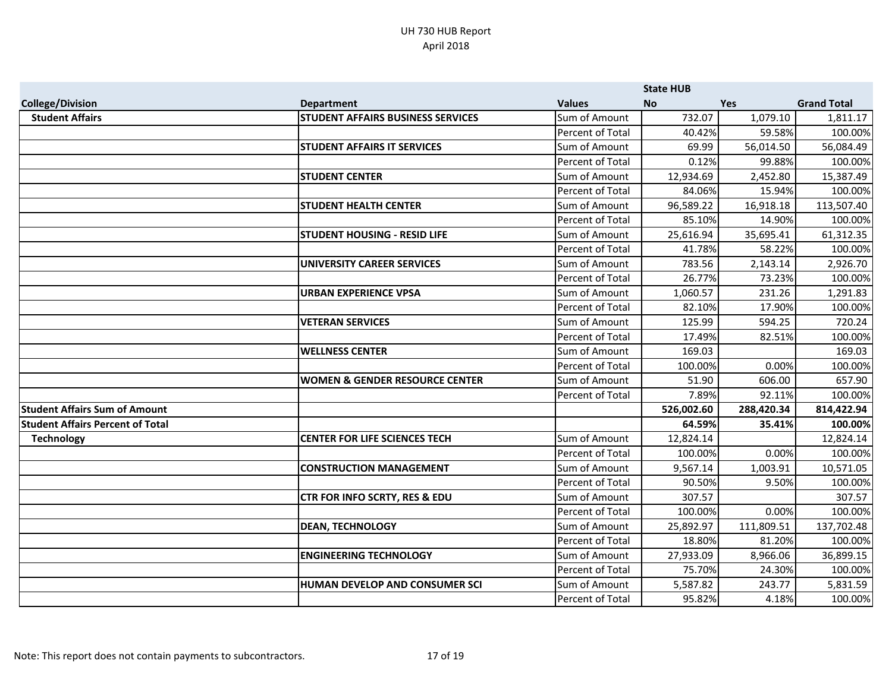UH 730 HUB Report
April 2018

| College/Division | Department | Values | State HUB No | Yes | Grand Total |
|---|---|---|---|---|---|
| Student Affairs | STUDENT AFFAIRS BUSINESS SERVICES | Sum of Amount | 732.07 | 1,079.10 | 1,811.17 |
| | | Percent of Total | 40.42% | 59.58% | 100.00% |
| | STUDENT AFFAIRS IT SERVICES | Sum of Amount | 69.99 | 56,014.50 | 56,084.49 |
| | | Percent of Total | 0.12% | 99.88% | 100.00% |
| | STUDENT CENTER | Sum of Amount | 12,934.69 | 2,452.80 | 15,387.49 |
| | | Percent of Total | 84.06% | 15.94% | 100.00% |
| | STUDENT HEALTH CENTER | Sum of Amount | 96,589.22 | 16,918.18 | 113,507.40 |
| | | Percent of Total | 85.10% | 14.90% | 100.00% |
| | STUDENT HOUSING - RESID LIFE | Sum of Amount | 25,616.94 | 35,695.41 | 61,312.35 |
| | | Percent of Total | 41.78% | 58.22% | 100.00% |
| | UNIVERSITY CAREER SERVICES | Sum of Amount | 783.56 | 2,143.14 | 2,926.70 |
| | | Percent of Total | 26.77% | 73.23% | 100.00% |
| | URBAN EXPERIENCE VPSA | Sum of Amount | 1,060.57 | 231.26 | 1,291.83 |
| | | Percent of Total | 82.10% | 17.90% | 100.00% |
| | VETERAN SERVICES | Sum of Amount | 125.99 | 594.25 | 720.24 |
| | | Percent of Total | 17.49% | 82.51% | 100.00% |
| | WELLNESS CENTER | Sum of Amount | 169.03 | | 169.03 |
| | | Percent of Total | 100.00% | 0.00% | 100.00% |
| | WOMEN & GENDER RESOURCE CENTER | Sum of Amount | 51.90 | 606.00 | 657.90 |
| | | Percent of Total | 7.89% | 92.11% | 100.00% |
| **Student Affairs Sum of Amount** | | | **526,002.60** | **288,420.34** | **814,422.94** |
| **Student Affairs Percent of Total** | | | **64.59%** | **35.41%** | **100.00%** |
| Technology | CENTER FOR LIFE SCIENCES TECH | Sum of Amount | 12,824.14 | | 12,824.14 |
| | | Percent of Total | 100.00% | 0.00% | 100.00% |
| | CONSTRUCTION MANAGEMENT | Sum of Amount | 9,567.14 | 1,003.91 | 10,571.05 |
| | | Percent of Total | 90.50% | 9.50% | 100.00% |
| | CTR FOR INFO SCRTY, RES & EDU | Sum of Amount | 307.57 | | 307.57 |
| | | Percent of Total | 100.00% | 0.00% | 100.00% |
| | DEAN, TECHNOLOGY | Sum of Amount | 25,892.97 | 111,809.51 | 137,702.48 |
| | | Percent of Total | 18.80% | 81.20% | 100.00% |
| | ENGINEERING TECHNOLOGY | Sum of Amount | 27,933.09 | 8,966.06 | 36,899.15 |
| | | Percent of Total | 75.70% | 24.30% | 100.00% |
| | HUMAN DEVELOP AND CONSUMER SCI | Sum of Amount | 5,587.82 | 243.77 | 5,831.59 |
| | | Percent of Total | 95.82% | 4.18% | 100.00% |

Note: This report does not contain payments to subcontractors.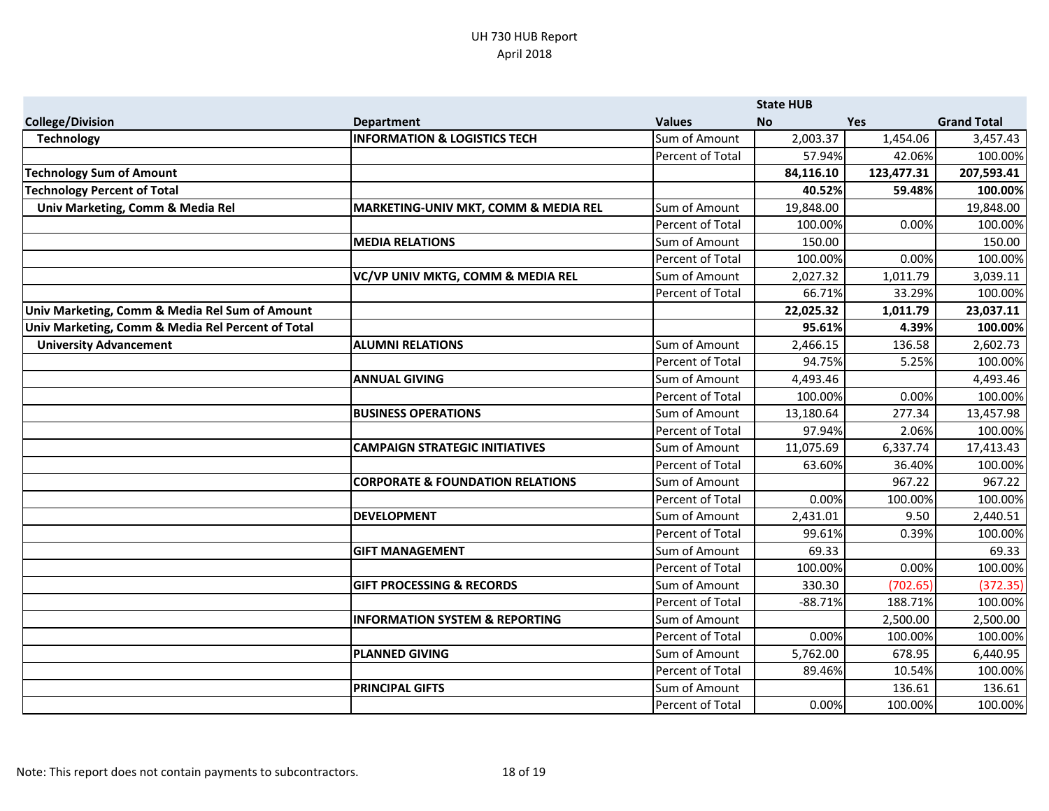UH 730 HUB Report
April 2018

| College/Division | Department | Values | State HUB No | Yes | Grand Total |
|---|---|---|---|---|---|
| **Technology** | **INFORMATION & LOGISTICS TECH** | Sum of Amount | 2,003.37 | 1,454.06 | 3,457.43 |
| | | Percent of Total | 57.94% | 42.06% | 100.00% |
| **Technology Sum of Amount** | | | **84,116.10** | **123,477.31** | **207,593.41** |
| **Technology Percent of Total** | | | **40.52%** | **59.48%** | **100.00%** |
| **Univ Marketing, Comm & Media Rel** | **MARKETING-UNIV MKT, COMM & MEDIA REL** | Sum of Amount | 19,848.00 | | 19,848.00 |
| | | Percent of Total | 100.00% | 0.00% | 100.00% |
| | **MEDIA RELATIONS** | Sum of Amount | 150.00 | | 150.00 |
| | | Percent of Total | 100.00% | 0.00% | 100.00% |
| | **VC/VP UNIV MKTG, COMM & MEDIA REL** | Sum of Amount | 2,027.32 | 1,011.79 | 3,039.11 |
| | | Percent of Total | 66.71% | 33.29% | 100.00% |
| **Univ Marketing, Comm & Media Rel Sum of Amount** | | | **22,025.32** | **1,011.79** | **23,037.11** |
| **Univ Marketing, Comm & Media Rel Percent of Total** | | | **95.61%** | **4.39%** | **100.00%** |
| **University Advancement** | **ALUMNI RELATIONS** | Sum of Amount | 2,466.15 | 136.58 | 2,602.73 |
| | | Percent of Total | 94.75% | 5.25% | 100.00% |
| | **ANNUAL GIVING** | Sum of Amount | 4,493.46 | | 4,493.46 |
| | | Percent of Total | 100.00% | 0.00% | 100.00% |
| | **BUSINESS OPERATIONS** | Sum of Amount | 13,180.64 | 277.34 | 13,457.98 |
| | | Percent of Total | 97.94% | 2.06% | 100.00% |
| | **CAMPAIGN STRATEGIC INITIATIVES** | Sum of Amount | 11,075.69 | 6,337.74 | 17,413.43 |
| | | Percent of Total | 63.60% | 36.40% | 100.00% |
| | **CORPORATE & FOUNDATION RELATIONS** | Sum of Amount | | 967.22 | 967.22 |
| | | Percent of Total | 0.00% | 100.00% | 100.00% |
| | **DEVELOPMENT** | Sum of Amount | 2,431.01 | 9.50 | 2,440.51 |
| | | Percent of Total | 99.61% | 0.39% | 100.00% |
| | **GIFT MANAGEMENT** | Sum of Amount | 69.33 | | 69.33 |
| | | Percent of Total | 100.00% | 0.00% | 100.00% |
| | **GIFT PROCESSING & RECORDS** | Sum of Amount | 330.30 | (702.65) | (372.35) |
| | | Percent of Total | -88.71% | 188.71% | 100.00% |
| | **INFORMATION SYSTEM & REPORTING** | Sum of Amount | | 2,500.00 | 2,500.00 |
| | | Percent of Total | 0.00% | 100.00% | 100.00% |
| | **PLANNED GIVING** | Sum of Amount | 5,762.00 | 678.95 | 6,440.95 |
| | | Percent of Total | 89.46% | 10.54% | 100.00% |
| | **PRINCIPAL GIFTS** | Sum of Amount | | 136.61 | 136.61 |
| | | Percent of Total | 0.00% | 100.00% | 100.00% |

Note: This report does not contain payments to subcontractors.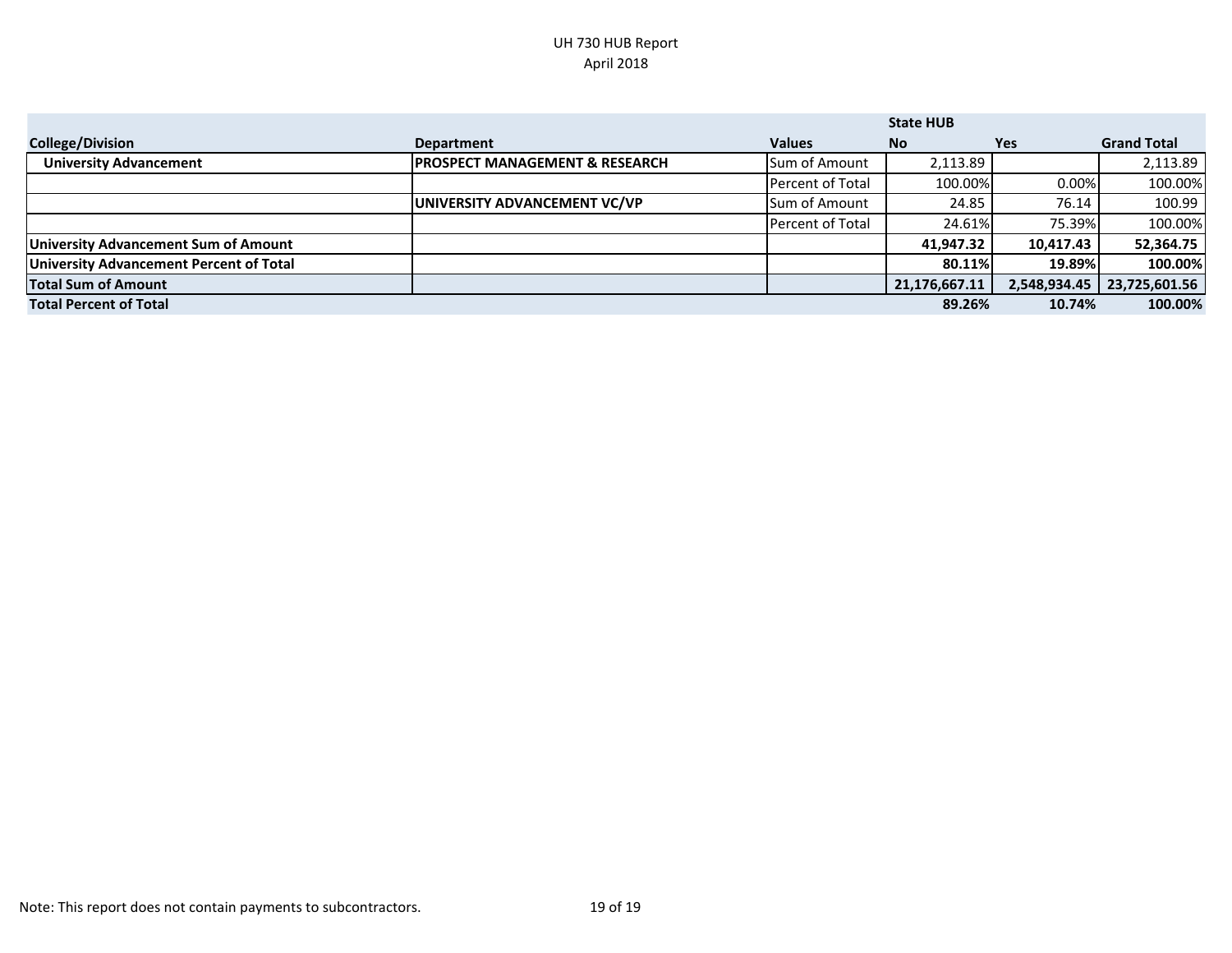UH 730 HUB Report
April 2018

| | | | State HUB | | |
|---|---|---|---|---|---|
| **College/Division** | **Department** | **Values** | **No** | **Yes** | **Grand Total** |
| **University Advancement** | **PROSPECT MANAGEMENT & RESEARCH** | Sum of Amount | 2,113.89 | | 2,113.89 |
| | | Percent of Total | 100.00% | 0.00% | 100.00% |
| | **UNIVERSITY ADVANCEMENT VC/VP** | Sum of Amount | 24.85 | 76.14 | 100.99 |
| | | Percent of Total | 24.61% | 75.39% | 100.00% |
| **University Advancement Sum of Amount** | | | **41,947.32** | **10,417.43** | **52,364.75** |
| **University Advancement Percent of Total** | | | **80.11%** | **19.89%** | **100.00%** |
| **Total Sum of Amount** | | | **21,176,667.11** | **2,548,934.45** | **23,725,601.56** |
| **Total Percent of Total** | | | **89.26%** | **10.74%** | **100.00%** |

Note: This report does not contain payments to subcontractors.